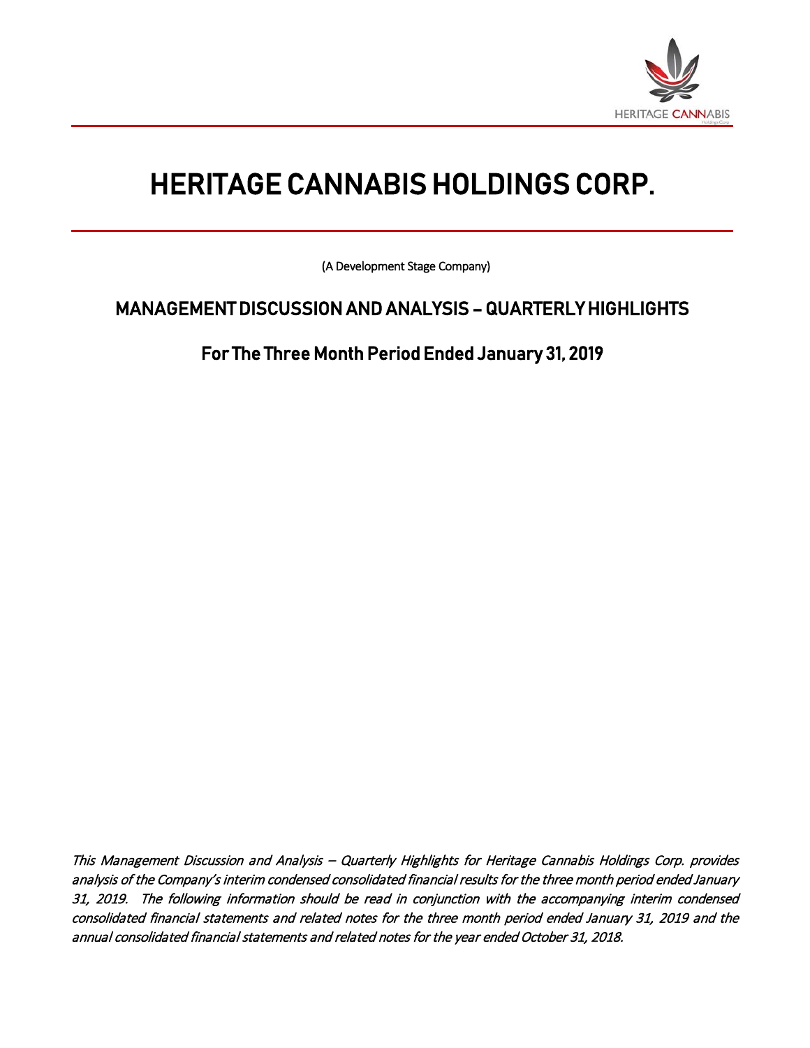# HERITAGE CANNABIS HOLDINGS CORP.

(A Development Stage Company)

## MANAGEMENT DISCUSSION AND ANALYSIS – QUARTERLY HIGHLIGHTS

## For The Three Month Period Ended January 31, 2019

*This Management Discussion and Analysis – Quarterly Highlights for Heritage Cannabis Holdings Corp. provides analysis of the Company's interim condensed consolidated financial results for the three month period ended January 31, 2019. The following information should be read in conjunction with the accompanying interim condensed consolidated financial statements and related notes for the three month period ended January 31, 2019 and the annual consolidated financial statements and related notes for the year ended October 31, 2018.*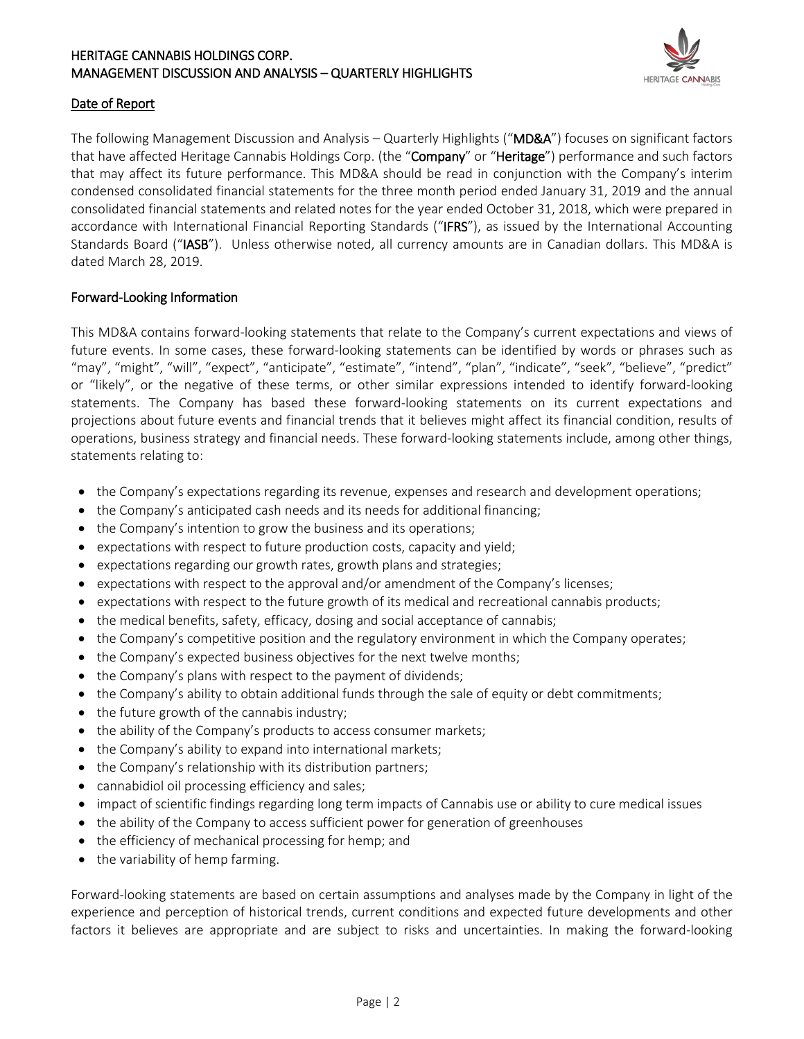## Date of Report

The following Management Discussion and Analysis – Quarterly Highlights ("**MD&A**") focuses on significant factors that have affected Heritage Cannabis Holdings Corp. (the "**Company**" or "**Heritage**") performance and such factors that may affect its future performance. This MD&A should be read in conjunction with the Company's interim condensed consolidated financial statements for the three month period ended January 31, 2019 and the annual consolidated financial statements and related notes for the year ended October 31, 2018, which were prepared in accordance with International Financial Reporting Standards ("**IFRS**"), as issued by the International Accounting Standards Board ("**IASB**"). Unless otherwise noted, all currency amounts are in Canadian dollars. This MD&A is dated March 28, 2019.

## Forward-Looking Information

This MD&A contains forward-looking statements that relate to the Company's current expectations and views of future events. In some cases, these forward-looking statements can be identified by words or phrases such as "may", "might", "will", "expect", "anticipate", "estimate", "intend", "plan", "indicate", "seek", "believe", "predict" or "likely", or the negative of these terms, or other similar expressions intended to identify forward-looking statements. The Company has based these forward-looking statements on its current expectations and projections about future events and financial trends that it believes might affect its financial condition, results of operations, business strategy and financial needs. These forward-looking statements include, among other things, statements relating to:

- the Company's expectations regarding its revenue, expenses and research and development operations;
- the Company's anticipated cash needs and its needs for additional financing;
- the Company's intention to grow the business and its operations;
- expectations with respect to future production costs, capacity and yield;
- expectations regarding our growth rates, growth plans and strategies;
- expectations with respect to the approval and/or amendment of the Company's licenses;
- expectations with respect to the future growth of its medical and recreational cannabis products;
- the medical benefits, safety, efficacy, dosing and social acceptance of cannabis;
- the Company's competitive position and the regulatory environment in which the Company operates;
- the Company's expected business objectives for the next twelve months;
- the Company's plans with respect to the payment of dividends;
- the Company's ability to obtain additional funds through the sale of equity or debt commitments;
- the future growth of the cannabis industry;
- the ability of the Company's products to access consumer markets;
- the Company's ability to expand into international markets;
- the Company's relationship with its distribution partners;
- cannabidiol oil processing efficiency and sales;
- impact of scientific findings regarding long term impacts of Cannabis use or ability to cure medical issues
- the ability of the Company to access sufficient power for generation of greenhouses
- the efficiency of mechanical processing for hemp; and
- the variability of hemp farming.

Forward-looking statements are based on certain assumptions and analyses made by the Company in light of the experience and perception of historical trends, current conditions and expected future developments and other factors it believes are appropriate and are subject to risks and uncertainties. In making the forward-looking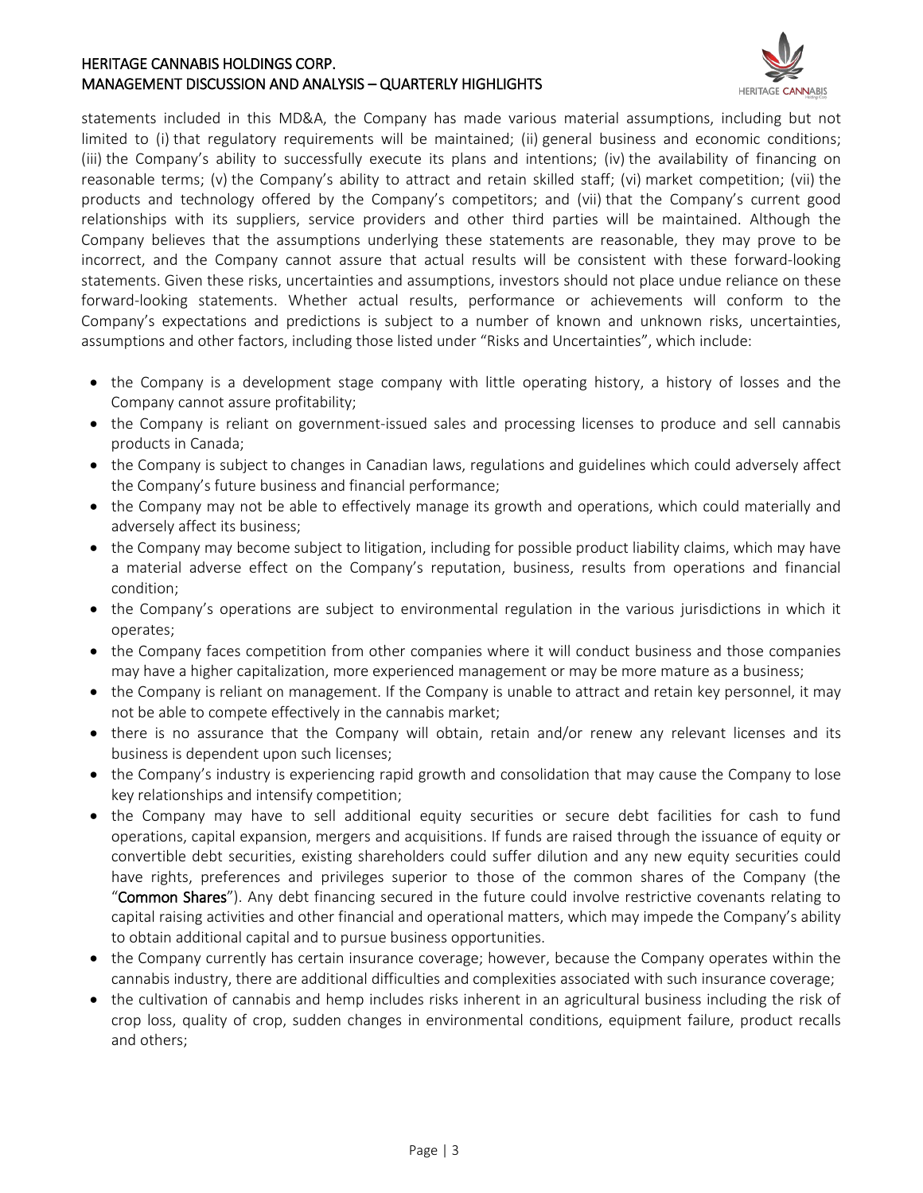statements included in this MD&A, the Company has made various material assumptions, including but not limited to (i) that regulatory requirements will be maintained; (ii) general business and economic conditions; (iii) the Company's ability to successfully execute its plans and intentions; (iv) the availability of financing on reasonable terms; (v) the Company's ability to attract and retain skilled staff; (vi) market competition; (vii) the products and technology offered by the Company's competitors; and (vii) that the Company's current good relationships with its suppliers, service providers and other third parties will be maintained. Although the Company believes that the assumptions underlying these statements are reasonable, they may prove to be incorrect, and the Company cannot assure that actual results will be consistent with these forward-looking statements. Given these risks, uncertainties and assumptions, investors should not place undue reliance on these forward-looking statements. Whether actual results, performance or achievements will conform to the Company's expectations and predictions is subject to a number of known and unknown risks, uncertainties, assumptions and other factors, including those listed under "Risks and Uncertainties", which include:

- the Company is a development stage company with little operating history, a history of losses and the Company cannot assure profitability;
- the Company is reliant on government-issued sales and processing licenses to produce and sell cannabis products in Canada;
- the Company is subject to changes in Canadian laws, regulations and guidelines which could adversely affect the Company's future business and financial performance;
- the Company may not be able to effectively manage its growth and operations, which could materially and adversely affect its business;
- the Company may become subject to litigation, including for possible product liability claims, which may have a material adverse effect on the Company's reputation, business, results from operations and financial condition;
- the Company's operations are subject to environmental regulation in the various jurisdictions in which it operates;
- the Company faces competition from other companies where it will conduct business and those companies may have a higher capitalization, more experienced management or may be more mature as a business;
- the Company is reliant on management. If the Company is unable to attract and retain key personnel, it may not be able to compete effectively in the cannabis market;
- there is no assurance that the Company will obtain, retain and/or renew any relevant licenses and its business is dependent upon such licenses;
- the Company's industry is experiencing rapid growth and consolidation that may cause the Company to lose key relationships and intensify competition;
- the Company may have to sell additional equity securities or secure debt facilities for cash to fund operations, capital expansion, mergers and acquisitions. If funds are raised through the issuance of equity or convertible debt securities, existing shareholders could suffer dilution and any new equity securities could have rights, preferences and privileges superior to those of the common shares of the Company (the "**Common Shares**"). Any debt financing secured in the future could involve restrictive covenants relating to capital raising activities and other financial and operational matters, which may impede the Company's ability to obtain additional capital and to pursue business opportunities.
- the Company currently has certain insurance coverage; however, because the Company operates within the cannabis industry, there are additional difficulties and complexities associated with such insurance coverage;
- the cultivation of cannabis and hemp includes risks inherent in an agricultural business including the risk of crop loss, quality of crop, sudden changes in environmental conditions, equipment failure, product recalls and others;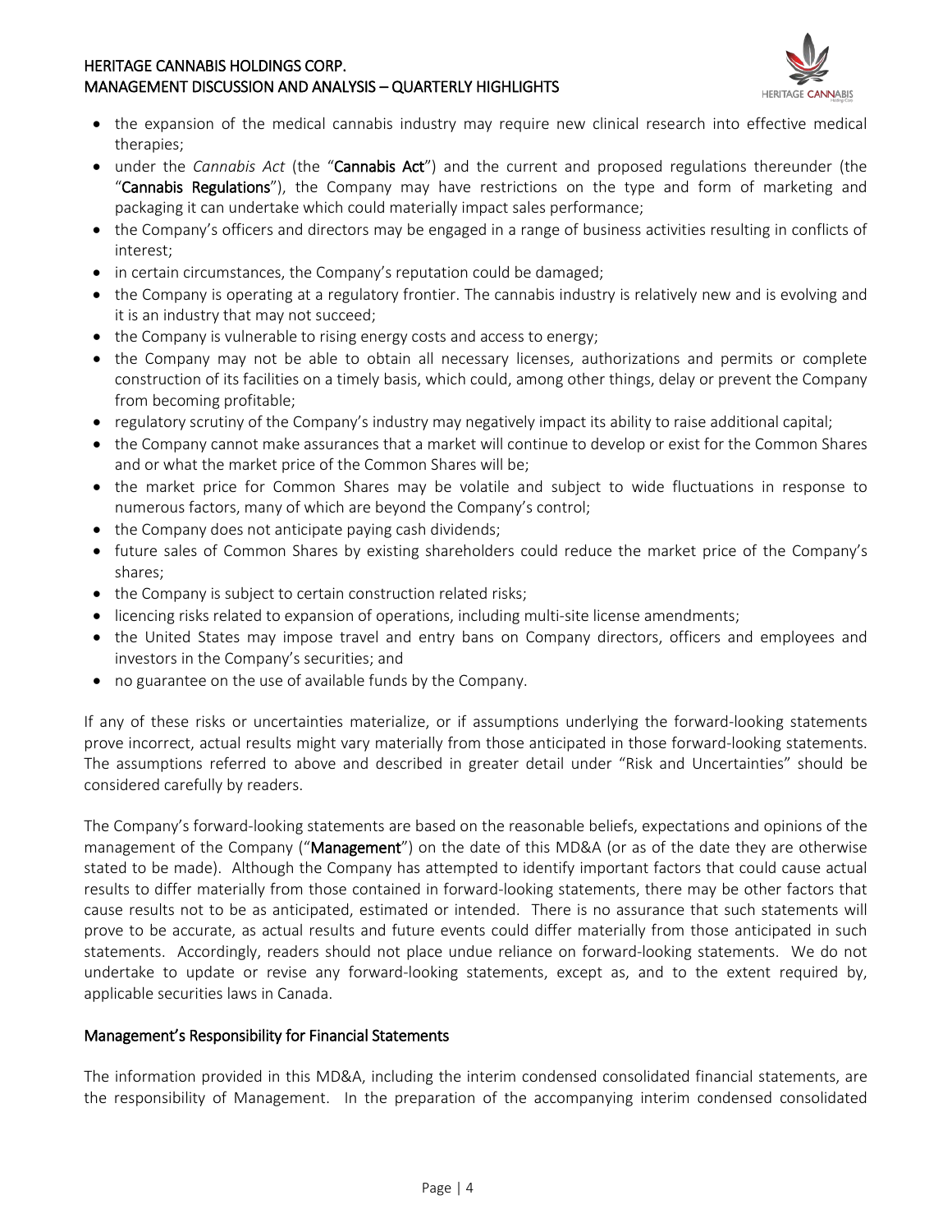- the expansion of the medical cannabis industry may require new clinical research into effective medical therapies;
- under the *Cannabis Act* (the "**Cannabis Act**") and the current and proposed regulations thereunder (the "**Cannabis Regulations**"), the Company may have restrictions on the type and form of marketing and packaging it can undertake which could materially impact sales performance;
- the Company's officers and directors may be engaged in a range of business activities resulting in conflicts of interest;
- in certain circumstances, the Company's reputation could be damaged;
- the Company is operating at a regulatory frontier. The cannabis industry is relatively new and is evolving and it is an industry that may not succeed;
- the Company is vulnerable to rising energy costs and access to energy;
- the Company may not be able to obtain all necessary licenses, authorizations and permits or complete construction of its facilities on a timely basis, which could, among other things, delay or prevent the Company from becoming profitable;
- regulatory scrutiny of the Company's industry may negatively impact its ability to raise additional capital;
- the Company cannot make assurances that a market will continue to develop or exist for the Common Shares and or what the market price of the Common Shares will be;
- the market price for Common Shares may be volatile and subject to wide fluctuations in response to numerous factors, many of which are beyond the Company's control;
- the Company does not anticipate paying cash dividends;
- future sales of Common Shares by existing shareholders could reduce the market price of the Company's shares;
- the Company is subject to certain construction related risks;
- licencing risks related to expansion of operations, including multi-site license amendments;
- the United States may impose travel and entry bans on Company directors, officers and employees and investors in the Company's securities; and
- no guarantee on the use of available funds by the Company.

If any of these risks or uncertainties materialize, or if assumptions underlying the forward-looking statements prove incorrect, actual results might vary materially from those anticipated in those forward-looking statements. The assumptions referred to above and described in greater detail under "Risk and Uncertainties" should be considered carefully by readers.

The Company's forward-looking statements are based on the reasonable beliefs, expectations and opinions of the management of the Company ("**Management**") on the date of this MD&A (or as of the date they are otherwise stated to be made). Although the Company has attempted to identify important factors that could cause actual results to differ materially from those contained in forward-looking statements, there may be other factors that cause results not to be as anticipated, estimated or intended. There is no assurance that such statements will prove to be accurate, as actual results and future events could differ materially from those anticipated in such statements. Accordingly, readers should not place undue reliance on forward-looking statements. We do not undertake to update or revise any forward-looking statements, except as, and to the extent required by, applicable securities laws in Canada.

## Management's Responsibility for Financial Statements

The information provided in this MD&A, including the interim condensed consolidated financial statements, are the responsibility of Management. In the preparation of the accompanying interim condensed consolidated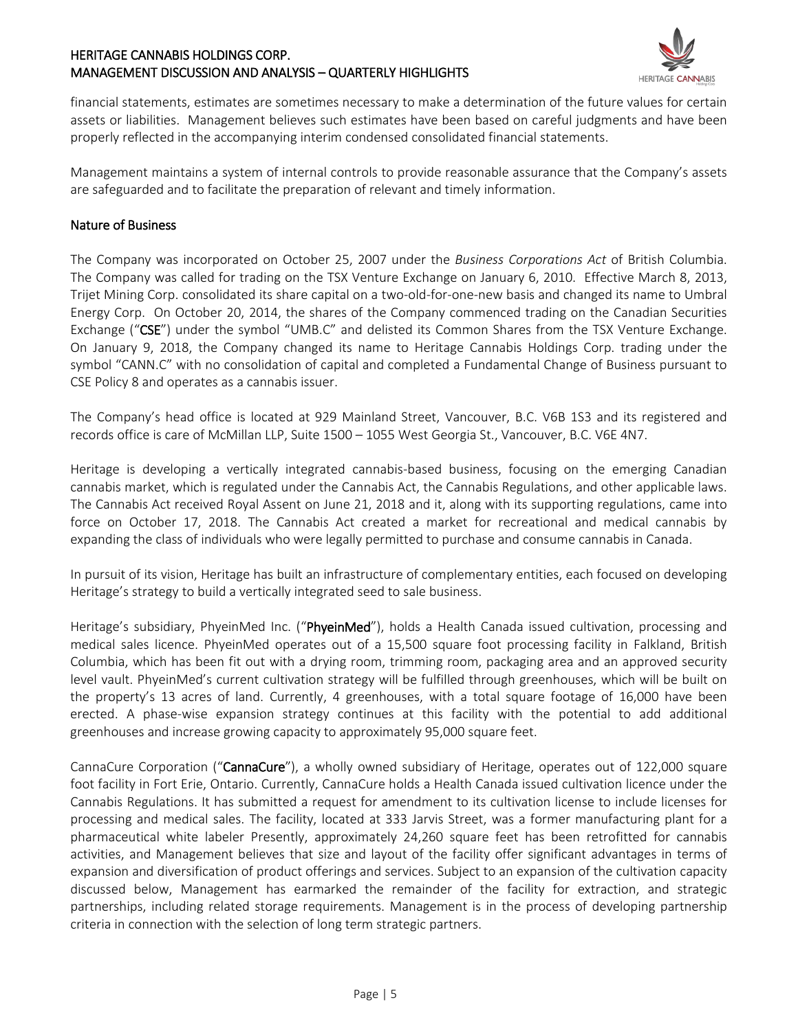financial statements, estimates are sometimes necessary to make a determination of the future values for certain assets or liabilities. Management believes such estimates have been based on careful judgments and have been properly reflected in the accompanying interim condensed consolidated financial statements.

Management maintains a system of internal controls to provide reasonable assurance that the Company's assets are safeguarded and to facilitate the preparation of relevant and timely information.

## Nature of Business

The Company was incorporated on October 25, 2007 under the *Business Corporations Act* of British Columbia. The Company was called for trading on the TSX Venture Exchange on January 6, 2010. Effective March 8, 2013, Trijet Mining Corp. consolidated its share capital on a two-old-for-one-new basis and changed its name to Umbral Energy Corp. On October 20, 2014, the shares of the Company commenced trading on the Canadian Securities Exchange ("**CSE**") under the symbol "UMB.C" and delisted its Common Shares from the TSX Venture Exchange. On January 9, 2018, the Company changed its name to Heritage Cannabis Holdings Corp. trading under the symbol "CANN.C" with no consolidation of capital and completed a Fundamental Change of Business pursuant to CSE Policy 8 and operates as a cannabis issuer.

The Company's head office is located at 929 Mainland Street, Vancouver, B.C. V6B 1S3 and its registered and records office is care of McMillan LLP, Suite 1500 – 1055 West Georgia St., Vancouver, B.C. V6E 4N7.

Heritage is developing a vertically integrated cannabis-based business, focusing on the emerging Canadian cannabis market, which is regulated under the Cannabis Act, the Cannabis Regulations, and other applicable laws. The Cannabis Act received Royal Assent on June 21, 2018 and it, along with its supporting regulations, came into force on October 17, 2018. The Cannabis Act created a market for recreational and medical cannabis by expanding the class of individuals who were legally permitted to purchase and consume cannabis in Canada.

In pursuit of its vision, Heritage has built an infrastructure of complementary entities, each focused on developing Heritage's strategy to build a vertically integrated seed to sale business.

Heritage's subsidiary, PhyeinMed Inc. ("**PhyeinMed**"), holds a Health Canada issued cultivation, processing and medical sales licence. PhyeinMed operates out of a 15,500 square foot processing facility in Falkland, British Columbia, which has been fit out with a drying room, trimming room, packaging area and an approved security level vault. PhyeinMed's current cultivation strategy will be fulfilled through greenhouses, which will be built on the property's 13 acres of land. Currently, 4 greenhouses, with a total square footage of 16,000 have been erected. A phase-wise expansion strategy continues at this facility with the potential to add additional greenhouses and increase growing capacity to approximately 95,000 square feet.

CannaCure Corporation ("**CannaCure**"), a wholly owned subsidiary of Heritage, operates out of 122,000 square foot facility in Fort Erie, Ontario. Currently, CannaCure holds a Health Canada issued cultivation licence under the Cannabis Regulations. It has submitted a request for amendment to its cultivation license to include licenses for processing and medical sales. The facility, located at 333 Jarvis Street, was a former manufacturing plant for a pharmaceutical white labeler Presently, approximately 24,260 square feet has been retrofitted for cannabis activities, and Management believes that size and layout of the facility offer significant advantages in terms of expansion and diversification of product offerings and services. Subject to an expansion of the cultivation capacity discussed below, Management has earmarked the remainder of the facility for extraction, and strategic partnerships, including related storage requirements. Management is in the process of developing partnership criteria in connection with the selection of long term strategic partners.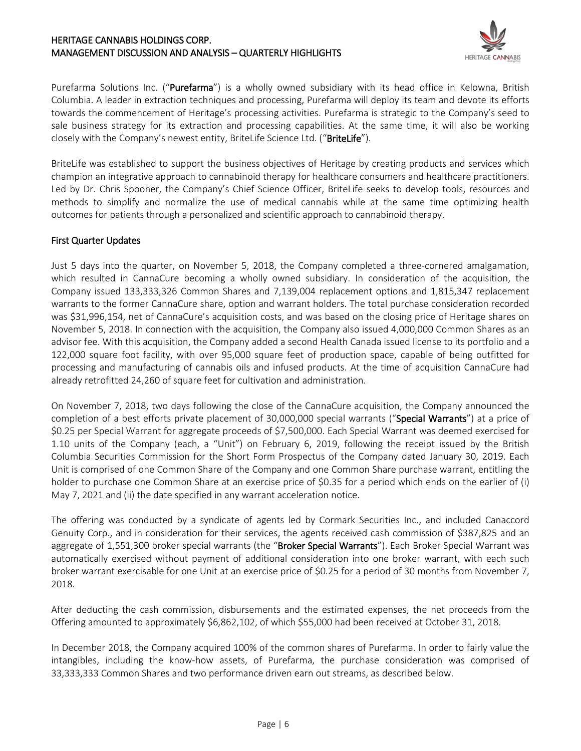Purefarma Solutions Inc. ("**Purefarma**") is a wholly owned subsidiary with its head office in Kelowna, British Columbia. A leader in extraction techniques and processing, Purefarma will deploy its team and devote its efforts towards the commencement of Heritage's processing activities. Purefarma is strategic to the Company's seed to sale business strategy for its extraction and processing capabilities. At the same time, it will also be working closely with the Company's newest entity, BriteLife Science Ltd. ("**BriteLife**").

BriteLife was established to support the business objectives of Heritage by creating products and services which champion an integrative approach to cannabinoid therapy for healthcare consumers and healthcare practitioners. Led by Dr. Chris Spooner, the Company's Chief Science Officer, BriteLife seeks to develop tools, resources and methods to simplify and normalize the use of medical cannabis while at the same time optimizing health outcomes for patients through a personalized and scientific approach to cannabinoid therapy.

## First Quarter Updates

Just 5 days into the quarter, on November 5, 2018, the Company completed a three-cornered amalgamation, which resulted in CannaCure becoming a wholly owned subsidiary. In consideration of the acquisition, the Company issued 133,333,326 Common Shares and 7,139,004 replacement options and 1,815,347 replacement warrants to the former CannaCure share, option and warrant holders. The total purchase consideration recorded was $31,996,154, net of CannaCure's acquisition costs, and was based on the closing price of Heritage shares on November 5, 2018. In connection with the acquisition, the Company also issued 4,000,000 Common Shares as an advisor fee. With this acquisition, the Company added a second Health Canada issued license to its portfolio and a 122,000 square foot facility, with over 95,000 square feet of production space, capable of being outfitted for processing and manufacturing of cannabis oils and infused products. At the time of acquisition CannaCure had already retrofitted 24,260 of square feet for cultivation and administration.

On November 7, 2018, two days following the close of the CannaCure acquisition, the Company announced the completion of a best efforts private placement of 30,000,000 special warrants ("**Special Warrants**") at a price of $0.25 per Special Warrant for aggregate proceeds of $7,500,000. Each Special Warrant was deemed exercised for 1.10 units of the Company (each, a "Unit") on February 6, 2019, following the receipt issued by the British Columbia Securities Commission for the Short Form Prospectus of the Company dated January 30, 2019. Each Unit is comprised of one Common Share of the Company and one Common Share purchase warrant, entitling the holder to purchase one Common Share at an exercise price of $0.35 for a period which ends on the earlier of (i) May 7, 2021 and (ii) the date specified in any warrant acceleration notice.

The offering was conducted by a syndicate of agents led by Cormark Securities Inc., and included Canaccord Genuity Corp., and in consideration for their services, the agents received cash commission of $387,825 and an aggregate of 1,551,300 broker special warrants (the "**Broker Special Warrants**"). Each Broker Special Warrant was automatically exercised without payment of additional consideration into one broker warrant, with each such broker warrant exercisable for one Unit at an exercise price of $0.25 for a period of 30 months from November 7, 2018.

After deducting the cash commission, disbursements and the estimated expenses, the net proceeds from the Offering amounted to approximately $6,862,102, of which $55,000 had been received at October 31, 2018.

In December 2018, the Company acquired 100% of the common shares of Purefarma. In order to fairly value the intangibles, including the know-how assets, of Purefarma, the purchase consideration was comprised of 33,333,333 Common Shares and two performance driven earn out streams, as described below.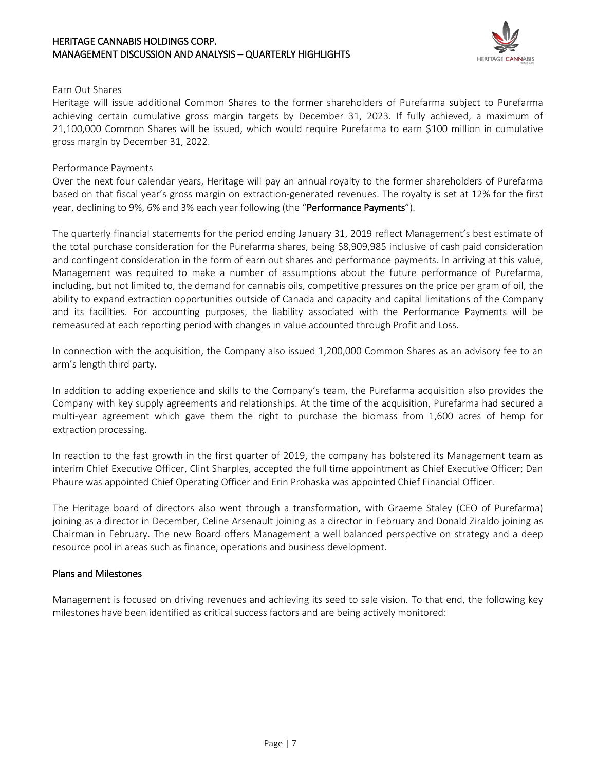Earn Out Shares

Heritage will issue additional Common Shares to the former shareholders of Purefarma subject to Purefarma achieving certain cumulative gross margin targets by December 31, 2023. If fully achieved, a maximum of 21,100,000 Common Shares will be issued, which would require Purefarma to earn $100 million in cumulative gross margin by December 31, 2022.

Performance Payments

Over the next four calendar years, Heritage will pay an annual royalty to the former shareholders of Purefarma based on that fiscal year's gross margin on extraction-generated revenues. The royalty is set at 12% for the first year, declining to 9%, 6% and 3% each year following (the "**Performance Payments**").

The quarterly financial statements for the period ending January 31, 2019 reflect Management's best estimate of the total purchase consideration for the Purefarma shares, being $8,909,985 inclusive of cash paid consideration and contingent consideration in the form of earn out shares and performance payments. In arriving at this value, Management was required to make a number of assumptions about the future performance of Purefarma, including, but not limited to, the demand for cannabis oils, competitive pressures on the price per gram of oil, the ability to expand extraction opportunities outside of Canada and capacity and capital limitations of the Company and its facilities. For accounting purposes, the liability associated with the Performance Payments will be remeasured at each reporting period with changes in value accounted through Profit and Loss.

In connection with the acquisition, the Company also issued 1,200,000 Common Shares as an advisory fee to an arm's length third party.

In addition to adding experience and skills to the Company's team, the Purefarma acquisition also provides the Company with key supply agreements and relationships. At the time of the acquisition, Purefarma had secured a multi-year agreement which gave them the right to purchase the biomass from 1,600 acres of hemp for extraction processing.

In reaction to the fast growth in the first quarter of 2019, the company has bolstered its Management team as interim Chief Executive Officer, Clint Sharples, accepted the full time appointment as Chief Executive Officer; Dan Phaure was appointed Chief Operating Officer and Erin Prohaska was appointed Chief Financial Officer.

The Heritage board of directors also went through a transformation, with Graeme Staley (CEO of Purefarma) joining as a director in December, Celine Arsenault joining as a director in February and Donald Ziraldo joining as Chairman in February. The new Board offers Management a well balanced perspective on strategy and a deep resource pool in areas such as finance, operations and business development.

## Plans and Milestones

Management is focused on driving revenues and achieving its seed to sale vision. To that end, the following key milestones have been identified as critical success factors and are being actively monitored: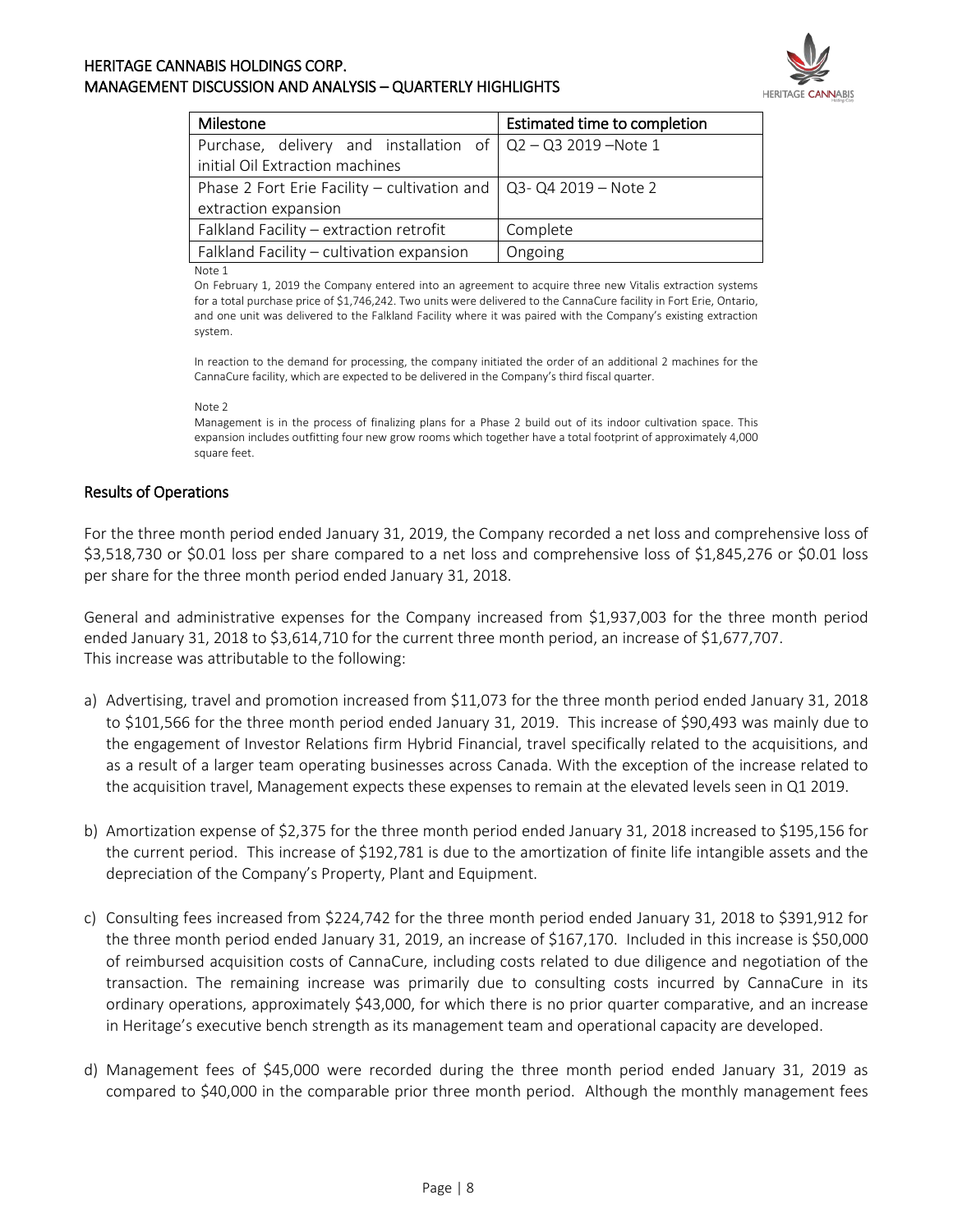| Milestone | Estimated time to completion |
|---|---|
| Purchase, delivery and installation of initial Oil Extraction machines | Q2 – Q3 2019 –Note 1 |
| Phase 2 Fort Erie Facility – cultivation and extraction expansion | Q3- Q4 2019 – Note 2 |
| Falkland Facility – extraction retrofit | Complete |
| Falkland Facility – cultivation expansion | Ongoing |

Note 1

On February 1, 2019 the Company entered into an agreement to acquire three new Vitalis extraction systems for a total purchase price of $1,746,242. Two units were delivered to the CannaCure facility in Fort Erie, Ontario, and one unit was delivered to the Falkland Facility where it was paired with the Company's existing extraction system.

In reaction to the demand for processing, the company initiated the order of an additional 2 machines for the CannaCure facility, which are expected to be delivered in the Company's third fiscal quarter.

Note 2

Management is in the process of finalizing plans for a Phase 2 build out of its indoor cultivation space. This expansion includes outfitting four new grow rooms which together have a total footprint of approximately 4,000 square feet.

## Results of Operations

For the three month period ended January 31, 2019, the Company recorded a net loss and comprehensive loss of $3,518,730 or $0.01 loss per share compared to a net loss and comprehensive loss of $1,845,276 or $0.01 loss per share for the three month period ended January 31, 2018.

General and administrative expenses for the Company increased from $1,937,003 for the three month period ended January 31, 2018 to $3,614,710 for the current three month period, an increase of $1,677,707. This increase was attributable to the following:

a) Advertising, travel and promotion increased from $11,073 for the three month period ended January 31, 2018 to $101,566 for the three month period ended January 31, 2019. This increase of $90,493 was mainly due to the engagement of Investor Relations firm Hybrid Financial, travel specifically related to the acquisitions, and as a result of a larger team operating businesses across Canada. With the exception of the increase related to the acquisition travel, Management expects these expenses to remain at the elevated levels seen in Q1 2019.

b) Amortization expense of $2,375 for the three month period ended January 31, 2018 increased to $195,156 for the current period. This increase of $192,781 is due to the amortization of finite life intangible assets and the depreciation of the Company's Property, Plant and Equipment.

c) Consulting fees increased from $224,742 for the three month period ended January 31, 2018 to $391,912 for the three month period ended January 31, 2019, an increase of $167,170. Included in this increase is $50,000 of reimbursed acquisition costs of CannaCure, including costs related to due diligence and negotiation of the transaction. The remaining increase was primarily due to consulting costs incurred by CannaCure in its ordinary operations, approximately $43,000, for which there is no prior quarter comparative, and an increase in Heritage's executive bench strength as its management team and operational capacity are developed.

d) Management fees of $45,000 were recorded during the three month period ended January 31, 2019 as compared to $40,000 in the comparable prior three month period. Although the monthly management fees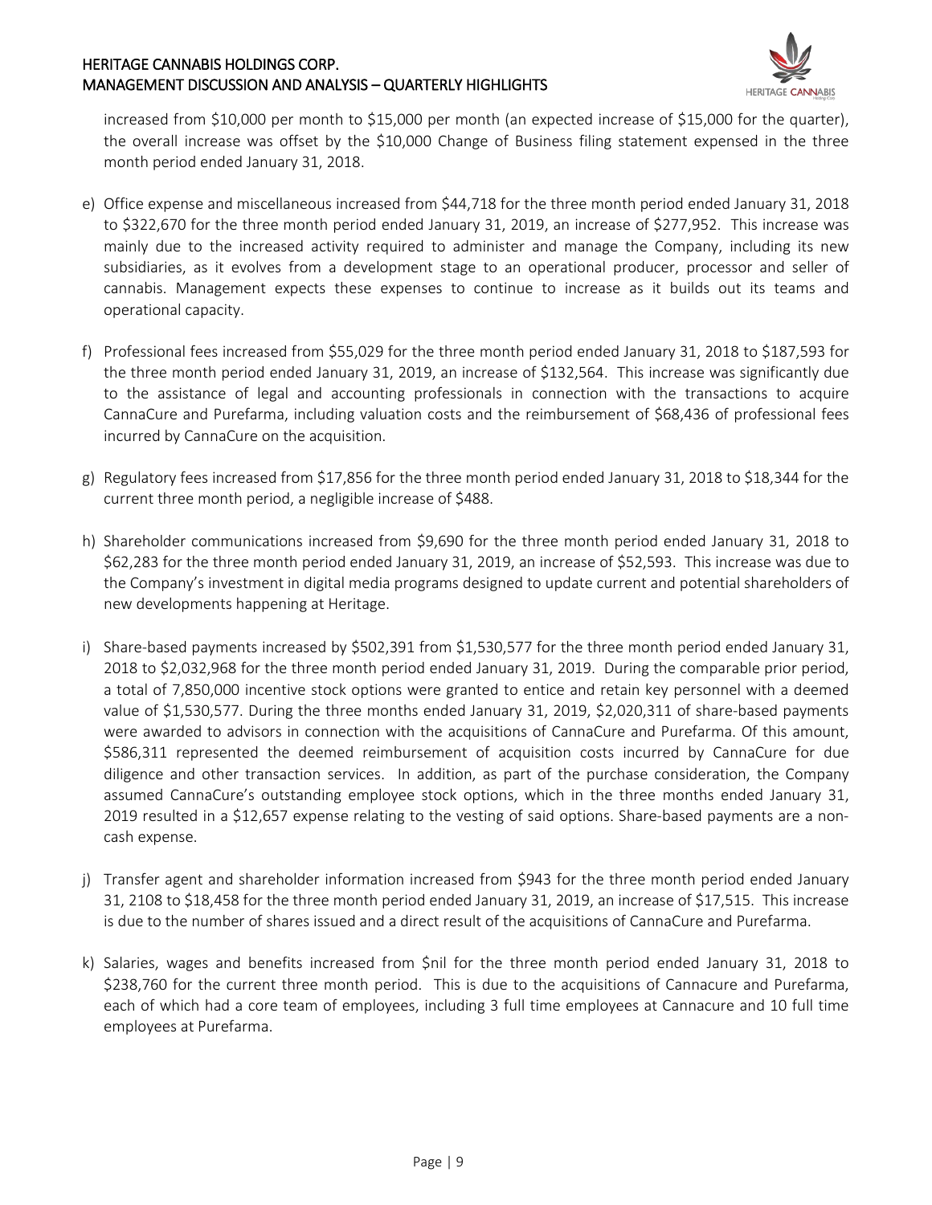increased from $10,000 per month to $15,000 per month (an expected increase of $15,000 for the quarter), the overall increase was offset by the $10,000 Change of Business filing statement expensed in the three month period ended January 31, 2018.

e) Office expense and miscellaneous increased from $44,718 for the three month period ended January 31, 2018 to $322,670 for the three month period ended January 31, 2019, an increase of $277,952. This increase was mainly due to the increased activity required to administer and manage the Company, including its new subsidiaries, as it evolves from a development stage to an operational producer, processor and seller of cannabis. Management expects these expenses to continue to increase as it builds out its teams and operational capacity.

f) Professional fees increased from $55,029 for the three month period ended January 31, 2018 to $187,593 for the three month period ended January 31, 2019, an increase of $132,564. This increase was significantly due to the assistance of legal and accounting professionals in connection with the transactions to acquire CannaCure and Purefarma, including valuation costs and the reimbursement of $68,436 of professional fees incurred by CannaCure on the acquisition.

g) Regulatory fees increased from $17,856 for the three month period ended January 31, 2018 to $18,344 for the current three month period, a negligible increase of $488.

h) Shareholder communications increased from $9,690 for the three month period ended January 31, 2018 to $62,283 for the three month period ended January 31, 2019, an increase of $52,593. This increase was due to the Company's investment in digital media programs designed to update current and potential shareholders of new developments happening at Heritage.

i) Share-based payments increased by $502,391 from $1,530,577 for the three month period ended January 31, 2018 to $2,032,968 for the three month period ended January 31, 2019. During the comparable prior period, a total of 7,850,000 incentive stock options were granted to entice and retain key personnel with a deemed value of $1,530,577. During the three months ended January 31, 2019, $2,020,311 of share-based payments were awarded to advisors in connection with the acquisitions of CannaCure and Purefarma. Of this amount, $586,311 represented the deemed reimbursement of acquisition costs incurred by CannaCure for due diligence and other transaction services. In addition, as part of the purchase consideration, the Company assumed CannaCure's outstanding employee stock options, which in the three months ended January 31, 2019 resulted in a $12,657 expense relating to the vesting of said options. Share-based payments are a non-cash expense.

j) Transfer agent and shareholder information increased from $943 for the three month period ended January 31, 2108 to $18,458 for the three month period ended January 31, 2019, an increase of $17,515. This increase is due to the number of shares issued and a direct result of the acquisitions of CannaCure and Purefarma.

k) Salaries, wages and benefits increased from $nil for the three month period ended January 31, 2018 to $238,760 for the current three month period. This is due to the acquisitions of Cannacure and Purefarma, each of which had a core team of employees, including 3 full time employees at Cannacure and 10 full time employees at Purefarma.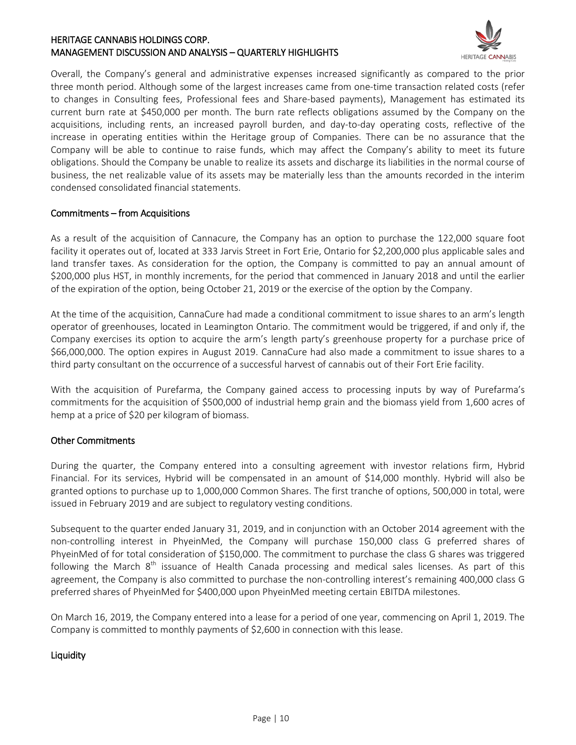Overall, the Company's general and administrative expenses increased significantly as compared to the prior three month period. Although some of the largest increases came from one-time transaction related costs (refer to changes in Consulting fees, Professional fees and Share-based payments), Management has estimated its current burn rate at $450,000 per month. The burn rate reflects obligations assumed by the Company on the acquisitions, including rents, an increased payroll burden, and day-to-day operating costs, reflective of the increase in operating entities within the Heritage group of Companies. There can be no assurance that the Company will be able to continue to raise funds, which may affect the Company's ability to meet its future obligations. Should the Company be unable to realize its assets and discharge its liabilities in the normal course of business, the net realizable value of its assets may be materially less than the amounts recorded in the interim condensed consolidated financial statements.

## Commitments – from Acquisitions

As a result of the acquisition of Cannacure, the Company has an option to purchase the 122,000 square foot facility it operates out of, located at 333 Jarvis Street in Fort Erie, Ontario for $2,200,000 plus applicable sales and land transfer taxes. As consideration for the option, the Company is committed to pay an annual amount of $200,000 plus HST, in monthly increments, for the period that commenced in January 2018 and until the earlier of the expiration of the option, being October 21, 2019 or the exercise of the option by the Company.

At the time of the acquisition, CannaCure had made a conditional commitment to issue shares to an arm's length operator of greenhouses, located in Leamington Ontario. The commitment would be triggered, if and only if, the Company exercises its option to acquire the arm's length party's greenhouse property for a purchase price of $66,000,000. The option expires in August 2019. CannaCure had also made a commitment to issue shares to a third party consultant on the occurrence of a successful harvest of cannabis out of their Fort Erie facility.

With the acquisition of Purefarma, the Company gained access to processing inputs by way of Purefarma's commitments for the acquisition of $500,000 of industrial hemp grain and the biomass yield from 1,600 acres of hemp at a price of $20 per kilogram of biomass.

## Other Commitments

During the quarter, the Company entered into a consulting agreement with investor relations firm, Hybrid Financial. For its services, Hybrid will be compensated in an amount of $14,000 monthly. Hybrid will also be granted options to purchase up to 1,000,000 Common Shares. The first tranche of options, 500,000 in total, were issued in February 2019 and are subject to regulatory vesting conditions.

Subsequent to the quarter ended January 31, 2019, and in conjunction with an October 2014 agreement with the non-controlling interest in PhyeinMed, the Company will purchase 150,000 class G preferred shares of PhyeinMed of for total consideration of $150,000. The commitment to purchase the class G shares was triggered following the March 8th issuance of Health Canada processing and medical sales licenses. As part of this agreement, the Company is also committed to purchase the non-controlling interest's remaining 400,000 class G preferred shares of PhyeinMed for $400,000 upon PhyeinMed meeting certain EBITDA milestones.

On March 16, 2019, the Company entered into a lease for a period of one year, commencing on April 1, 2019. The Company is committed to monthly payments of $2,600 in connection with this lease.

## Liquidity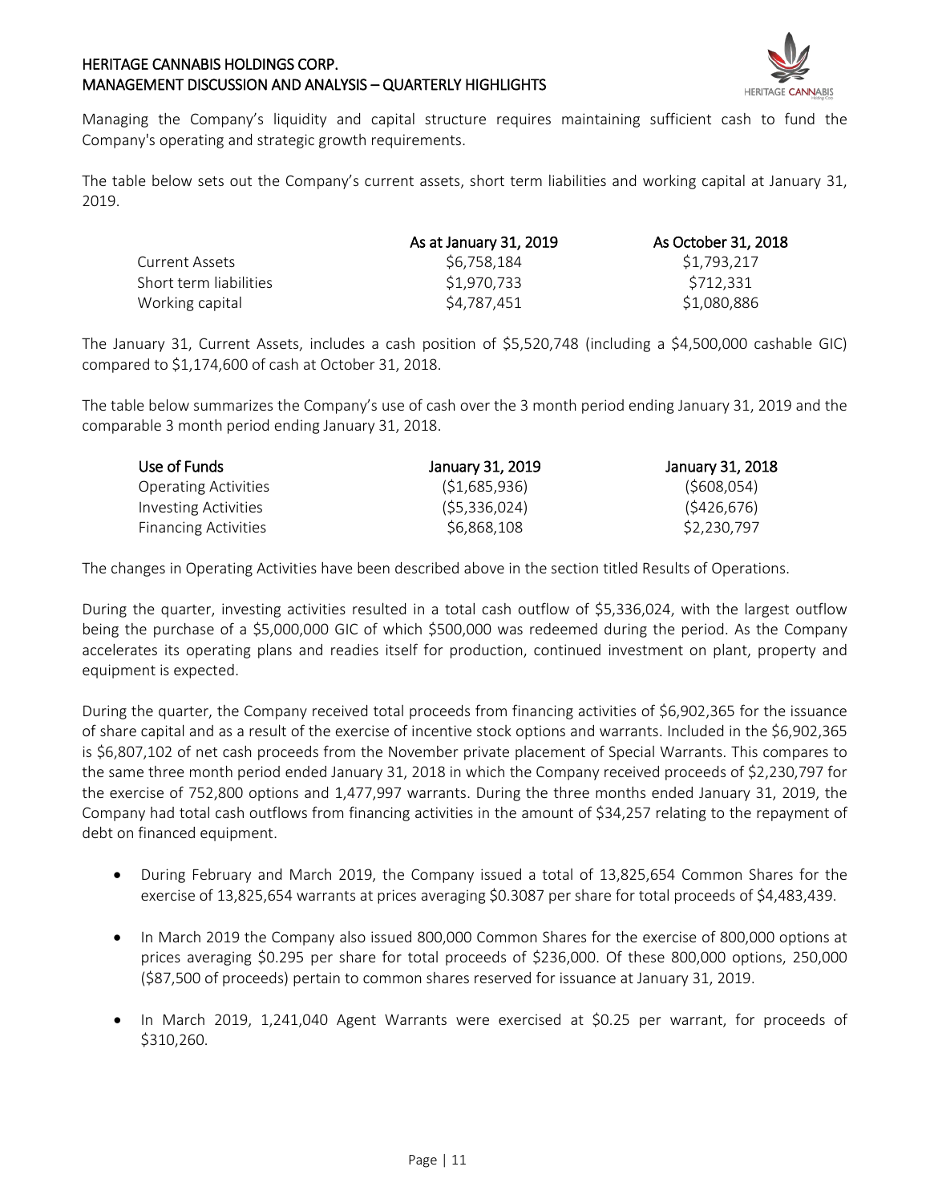Managing the Company's liquidity and capital structure requires maintaining sufficient cash to fund the Company's operating and strategic growth requirements.

The table below sets out the Company's current assets, short term liabilities and working capital at January 31, 2019.

| | As at January 31, 2019 | As October 31, 2018 |
|---|---|---|
| Current Assets | $6,758,184 | $1,793,217 |
| Short term liabilities | $1,970,733 | $712,331 |
| Working capital | $4,787,451 | $1,080,886 |

The January 31, Current Assets, includes a cash position of $5,520,748 (including a $4,500,000 cashable GIC) compared to $1,174,600 of cash at October 31, 2018.

The table below summarizes the Company's use of cash over the 3 month period ending January 31, 2019 and the comparable 3 month period ending January 31, 2018.

| Use of Funds | January 31, 2019 | January 31, 2018 |
|---|---|---|
| Operating Activities | ($1,685,936) | ($608,054) |
| Investing Activities | ($5,336,024) | ($426,676) |
| Financing Activities | $6,868,108 | $2,230,797 |

The changes in Operating Activities have been described above in the section titled Results of Operations.

During the quarter, investing activities resulted in a total cash outflow of $5,336,024, with the largest outflow being the purchase of a $5,000,000 GIC of which $500,000 was redeemed during the period. As the Company accelerates its operating plans and readies itself for production, continued investment on plant, property and equipment is expected.

During the quarter, the Company received total proceeds from financing activities of $6,902,365 for the issuance of share capital and as a result of the exercise of incentive stock options and warrants. Included in the $6,902,365 is $6,807,102 of net cash proceeds from the November private placement of Special Warrants. This compares to the same three month period ended January 31, 2018 in which the Company received proceeds of $2,230,797 for the exercise of 752,800 options and 1,477,997 warrants. During the three months ended January 31, 2019, the Company had total cash outflows from financing activities in the amount of $34,257 relating to the repayment of debt on financed equipment.

- During February and March 2019, the Company issued a total of 13,825,654 Common Shares for the exercise of 13,825,654 warrants at prices averaging $0.3087 per share for total proceeds of $4,483,439.
- In March 2019 the Company also issued 800,000 Common Shares for the exercise of 800,000 options at prices averaging $0.295 per share for total proceeds of $236,000. Of these 800,000 options, 250,000 ($87,500 of proceeds) pertain to common shares reserved for issuance at January 31, 2019.
- In March 2019, 1,241,040 Agent Warrants were exercised at $0.25 per warrant, for proceeds of $310,260.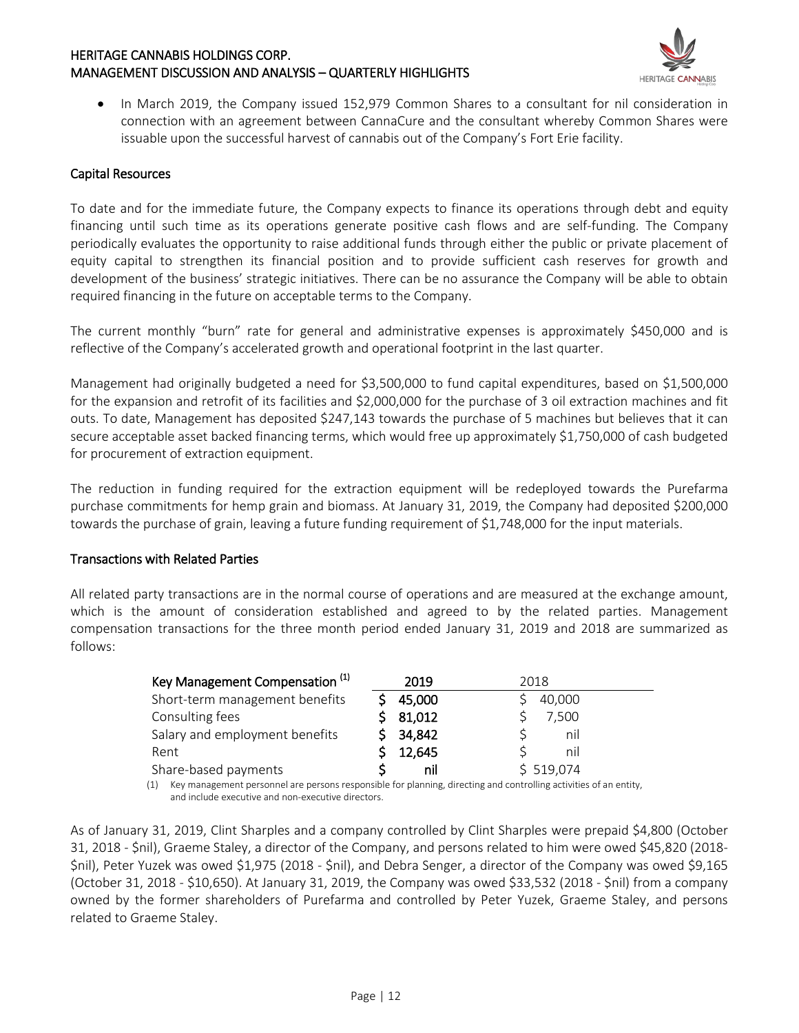- In March 2019, the Company issued 152,979 Common Shares to a consultant for nil consideration in connection with an agreement between CannaCure and the consultant whereby Common Shares were issuable upon the successful harvest of cannabis out of the Company's Fort Erie facility.

## Capital Resources

To date and for the immediate future, the Company expects to finance its operations through debt and equity financing until such time as its operations generate positive cash flows and are self-funding. The Company periodically evaluates the opportunity to raise additional funds through either the public or private placement of equity capital to strengthen its financial position and to provide sufficient cash reserves for growth and development of the business' strategic initiatives. There can be no assurance the Company will be able to obtain required financing in the future on acceptable terms to the Company.

The current monthly "burn" rate for general and administrative expenses is approximately $450,000 and is reflective of the Company's accelerated growth and operational footprint in the last quarter.

Management had originally budgeted a need for $3,500,000 to fund capital expenditures, based on $1,500,000 for the expansion and retrofit of its facilities and $2,000,000 for the purchase of 3 oil extraction machines and fit outs. To date, Management has deposited $247,143 towards the purchase of 5 machines but believes that it can secure acceptable asset backed financing terms, which would free up approximately $1,750,000 of cash budgeted for procurement of extraction equipment.

The reduction in funding required for the extraction equipment will be redeployed towards the Purefarma purchase commitments for hemp grain and biomass. At January 31, 2019, the Company had deposited $200,000 towards the purchase of grain, leaving a future funding requirement of $1,748,000 for the input materials.

## Transactions with Related Parties

All related party transactions are in the normal course of operations and are measured at the exchange amount, which is the amount of consideration established and agreed to by the related parties. Management compensation transactions for the three month period ended January 31, 2019 and 2018 are summarized as follows:

| Key Management Compensation [1] | 2019 | 2018 |
|---|---|---|
| Short-term management benefits | $ 45,000 | $ 40,000 |
| Consulting fees | $ 81,012 | $ 7,500 |
| Salary and employment benefits | $ 34,842 | $ nil |
| Rent | $ 12,645 | $ nil |
| Share-based payments | $ nil | $ 519,074 |

(1) Key management personnel are persons responsible for planning, directing and controlling activities of an entity, and include executive and non-executive directors.

As of January 31, 2019, Clint Sharples and a company controlled by Clint Sharples were prepaid $4,800 (October 31, 2018 - $nil), Graeme Staley, a director of the Company, and persons related to him were owed $45,820 (2018- $nil), Peter Yuzek was owed $1,975 (2018 - $nil), and Debra Senger, a director of the Company was owed $9,165 (October 31, 2018 - $10,650). At January 31, 2019, the Company was owed $33,532 (2018 - $nil) from a company owned by the former shareholders of Purefarma and controlled by Peter Yuzek, Graeme Staley, and persons related to Graeme Staley.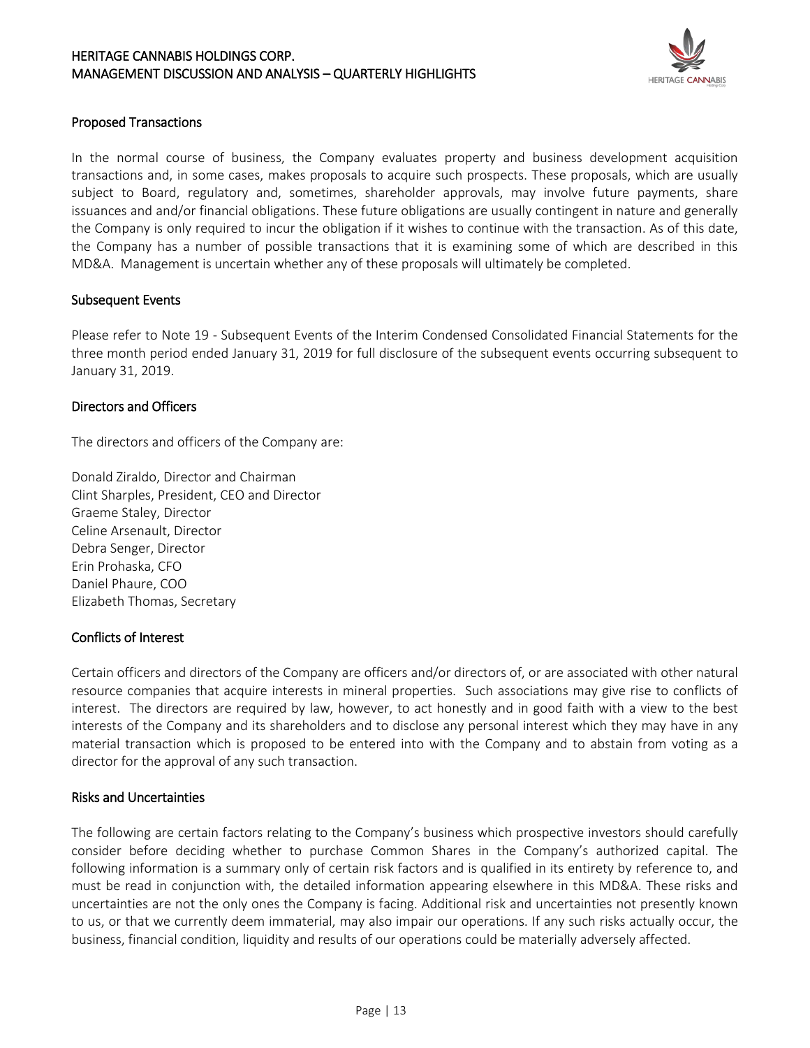## Proposed Transactions

In the normal course of business, the Company evaluates property and business development acquisition transactions and, in some cases, makes proposals to acquire such prospects. These proposals, which are usually subject to Board, regulatory and, sometimes, shareholder approvals, may involve future payments, share issuances and and/or financial obligations. These future obligations are usually contingent in nature and generally the Company is only required to incur the obligation if it wishes to continue with the transaction. As of this date, the Company has a number of possible transactions that it is examining some of which are described in this MD&A. Management is uncertain whether any of these proposals will ultimately be completed.

## Subsequent Events

Please refer to Note 19 - Subsequent Events of the Interim Condensed Consolidated Financial Statements for the three month period ended January 31, 2019 for full disclosure of the subsequent events occurring subsequent to January 31, 2019.

## Directors and Officers

The directors and officers of the Company are:

Donald Ziraldo, Director and Chairman
Clint Sharples, President, CEO and Director
Graeme Staley, Director
Celine Arsenault, Director
Debra Senger, Director
Erin Prohaska, CFO
Daniel Phaure, COO
Elizabeth Thomas, Secretary

## Conflicts of Interest

Certain officers and directors of the Company are officers and/or directors of, or are associated with other natural resource companies that acquire interests in mineral properties. Such associations may give rise to conflicts of interest. The directors are required by law, however, to act honestly and in good faith with a view to the best interests of the Company and its shareholders and to disclose any personal interest which they may have in any material transaction which is proposed to be entered into with the Company and to abstain from voting as a director for the approval of any such transaction.

## Risks and Uncertainties

The following are certain factors relating to the Company's business which prospective investors should carefully consider before deciding whether to purchase Common Shares in the Company's authorized capital. The following information is a summary only of certain risk factors and is qualified in its entirety by reference to, and must be read in conjunction with, the detailed information appearing elsewhere in this MD&A. These risks and uncertainties are not the only ones the Company is facing. Additional risk and uncertainties not presently known to us, or that we currently deem immaterial, may also impair our operations. If any such risks actually occur, the business, financial condition, liquidity and results of our operations could be materially adversely affected.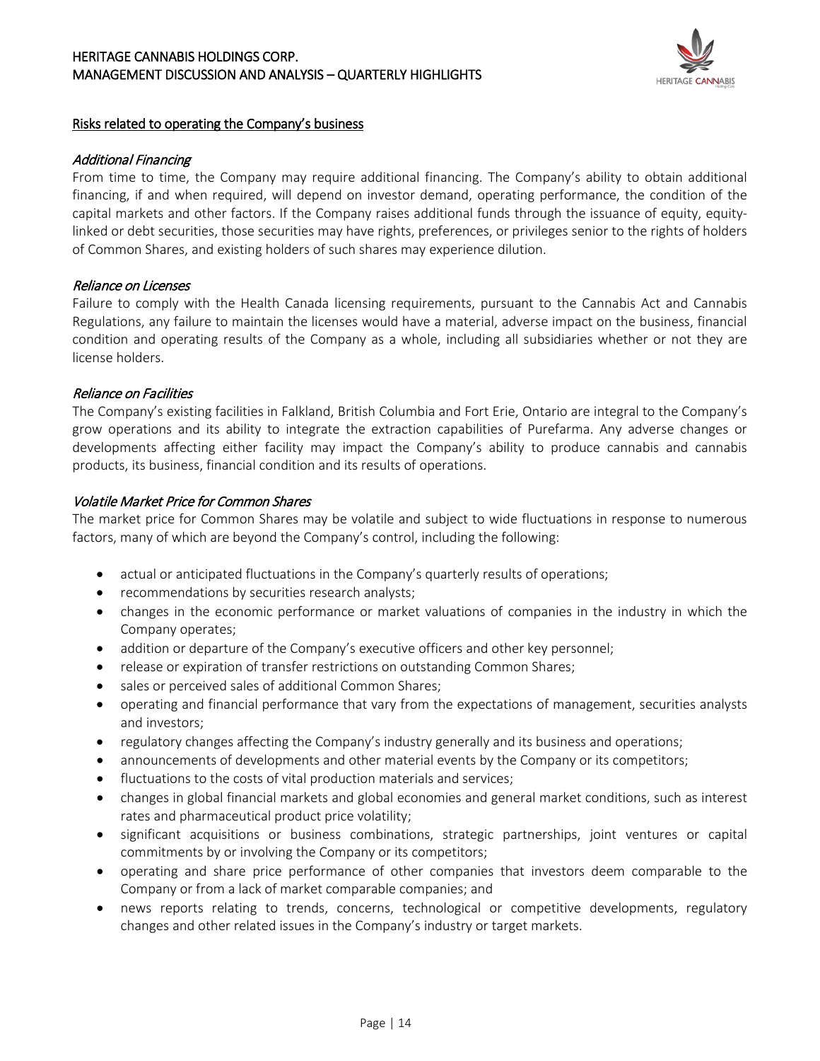## Risks related to operating the Company's business

### *Additional Financing*

From time to time, the Company may require additional financing. The Company's ability to obtain additional financing, if and when required, will depend on investor demand, operating performance, the condition of the capital markets and other factors. If the Company raises additional funds through the issuance of equity, equity-linked or debt securities, those securities may have rights, preferences, or privileges senior to the rights of holders of Common Shares, and existing holders of such shares may experience dilution.

### *Reliance on Licenses*

Failure to comply with the Health Canada licensing requirements, pursuant to the Cannabis Act and Cannabis Regulations, any failure to maintain the licenses would have a material, adverse impact on the business, financial condition and operating results of the Company as a whole, including all subsidiaries whether or not they are license holders.

### *Reliance on Facilities*

The Company's existing facilities in Falkland, British Columbia and Fort Erie, Ontario are integral to the Company's grow operations and its ability to integrate the extraction capabilities of Purefarma. Any adverse changes or developments affecting either facility may impact the Company's ability to produce cannabis and cannabis products, its business, financial condition and its results of operations.

### *Volatile Market Price for Common Shares*

The market price for Common Shares may be volatile and subject to wide fluctuations in response to numerous factors, many of which are beyond the Company's control, including the following:

- actual or anticipated fluctuations in the Company's quarterly results of operations;
- recommendations by securities research analysts;
- changes in the economic performance or market valuations of companies in the industry in which the Company operates;
- addition or departure of the Company's executive officers and other key personnel;
- release or expiration of transfer restrictions on outstanding Common Shares;
- sales or perceived sales of additional Common Shares;
- operating and financial performance that vary from the expectations of management, securities analysts and investors;
- regulatory changes affecting the Company's industry generally and its business and operations;
- announcements of developments and other material events by the Company or its competitors;
- fluctuations to the costs of vital production materials and services;
- changes in global financial markets and global economies and general market conditions, such as interest rates and pharmaceutical product price volatility;
- significant acquisitions or business combinations, strategic partnerships, joint ventures or capital commitments by or involving the Company or its competitors;
- operating and share price performance of other companies that investors deem comparable to the Company or from a lack of market comparable companies; and
- news reports relating to trends, concerns, technological or competitive developments, regulatory changes and other related issues in the Company's industry or target markets.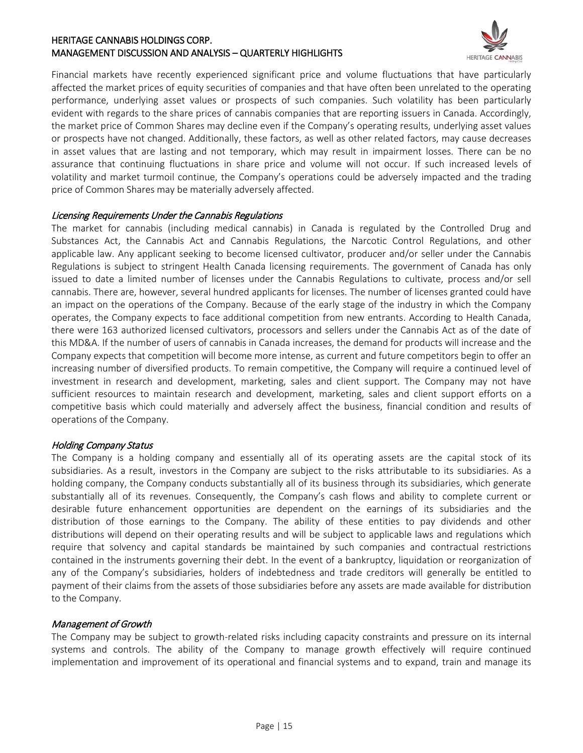Financial markets have recently experienced significant price and volume fluctuations that have particularly affected the market prices of equity securities of companies and that have often been unrelated to the operating performance, underlying asset values or prospects of such companies. Such volatility has been particularly evident with regards to the share prices of cannabis companies that are reporting issuers in Canada. Accordingly, the market price of Common Shares may decline even if the Company's operating results, underlying asset values or prospects have not changed. Additionally, these factors, as well as other related factors, may cause decreases in asset values that are lasting and not temporary, which may result in impairment losses. There can be no assurance that continuing fluctuations in share price and volume will not occur. If such increased levels of volatility and market turmoil continue, the Company's operations could be adversely impacted and the trading price of Common Shares may be materially adversely affected.

*Licensing Requirements Under the Cannabis Regulations*

The market for cannabis (including medical cannabis) in Canada is regulated by the Controlled Drug and Substances Act, the Cannabis Act and Cannabis Regulations, the Narcotic Control Regulations, and other applicable law. Any applicant seeking to become licensed cultivator, producer and/or seller under the Cannabis Regulations is subject to stringent Health Canada licensing requirements. The government of Canada has only issued to date a limited number of licenses under the Cannabis Regulations to cultivate, process and/or sell cannabis. There are, however, several hundred applicants for licenses. The number of licenses granted could have an impact on the operations of the Company. Because of the early stage of the industry in which the Company operates, the Company expects to face additional competition from new entrants. According to Health Canada, there were 163 authorized licensed cultivators, processors and sellers under the Cannabis Act as of the date of this MD&A. If the number of users of cannabis in Canada increases, the demand for products will increase and the Company expects that competition will become more intense, as current and future competitors begin to offer an increasing number of diversified products. To remain competitive, the Company will require a continued level of investment in research and development, marketing, sales and client support. The Company may not have sufficient resources to maintain research and development, marketing, sales and client support efforts on a competitive basis which could materially and adversely affect the business, financial condition and results of operations of the Company.

*Holding Company Status*

The Company is a holding company and essentially all of its operating assets are the capital stock of its subsidiaries. As a result, investors in the Company are subject to the risks attributable to its subsidiaries. As a holding company, the Company conducts substantially all of its business through its subsidiaries, which generate substantially all of its revenues. Consequently, the Company's cash flows and ability to complete current or desirable future enhancement opportunities are dependent on the earnings of its subsidiaries and the distribution of those earnings to the Company. The ability of these entities to pay dividends and other distributions will depend on their operating results and will be subject to applicable laws and regulations which require that solvency and capital standards be maintained by such companies and contractual restrictions contained in the instruments governing their debt. In the event of a bankruptcy, liquidation or reorganization of any of the Company's subsidiaries, holders of indebtedness and trade creditors will generally be entitled to payment of their claims from the assets of those subsidiaries before any assets are made available for distribution to the Company.

*Management of Growth*

The Company may be subject to growth-related risks including capacity constraints and pressure on its internal systems and controls. The ability of the Company to manage growth effectively will require continued implementation and improvement of its operational and financial systems and to expand, train and manage its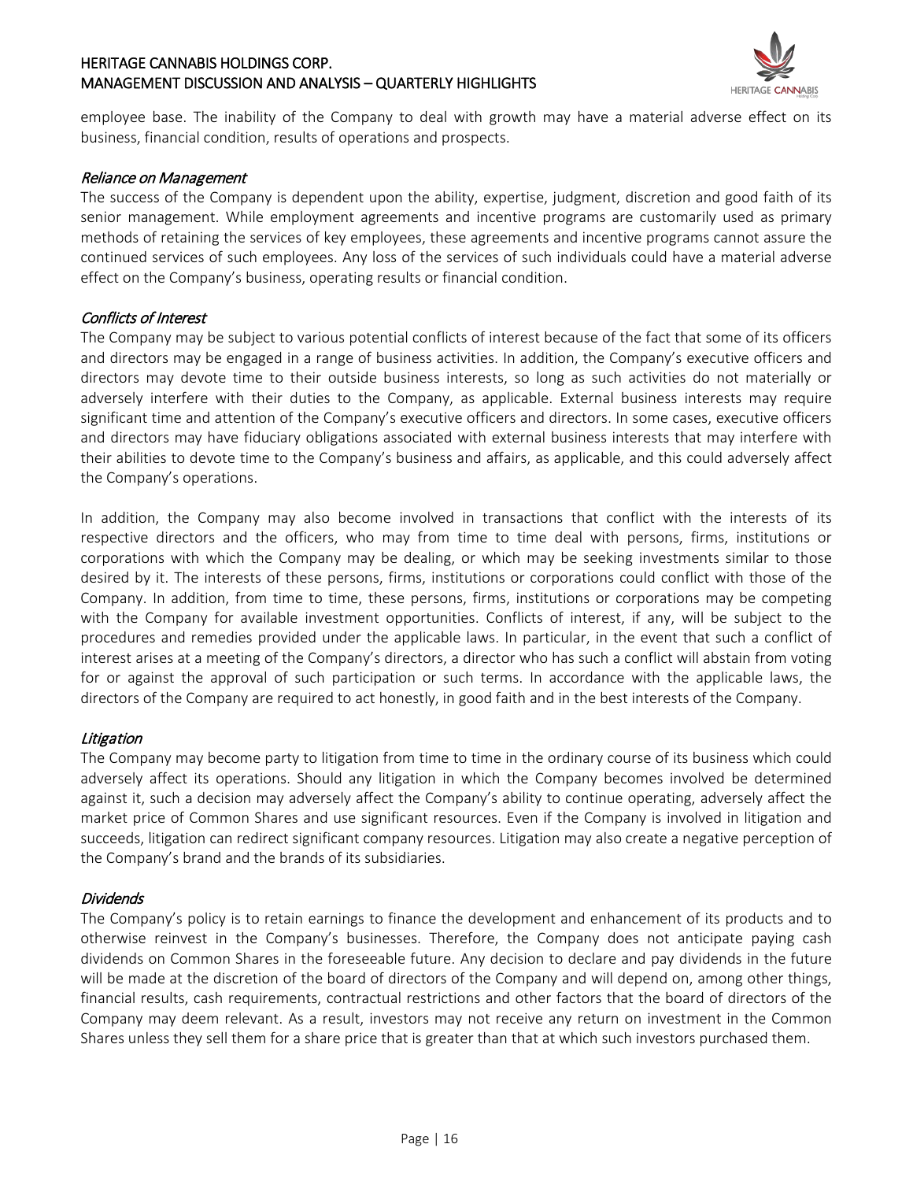employee base. The inability of the Company to deal with growth may have a material adverse effect on its business, financial condition, results of operations and prospects.

*Reliance on Management*

The success of the Company is dependent upon the ability, expertise, judgment, discretion and good faith of its senior management. While employment agreements and incentive programs are customarily used as primary methods of retaining the services of key employees, these agreements and incentive programs cannot assure the continued services of such employees. Any loss of the services of such individuals could have a material adverse effect on the Company's business, operating results or financial condition.

*Conflicts of Interest*

The Company may be subject to various potential conflicts of interest because of the fact that some of its officers and directors may be engaged in a range of business activities. In addition, the Company's executive officers and directors may devote time to their outside business interests, so long as such activities do not materially or adversely interfere with their duties to the Company, as applicable. External business interests may require significant time and attention of the Company's executive officers and directors. In some cases, executive officers and directors may have fiduciary obligations associated with external business interests that may interfere with their abilities to devote time to the Company's business and affairs, as applicable, and this could adversely affect the Company's operations.

In addition, the Company may also become involved in transactions that conflict with the interests of its respective directors and the officers, who may from time to time deal with persons, firms, institutions or corporations with which the Company may be dealing, or which may be seeking investments similar to those desired by it. The interests of these persons, firms, institutions or corporations could conflict with those of the Company. In addition, from time to time, these persons, firms, institutions or corporations may be competing with the Company for available investment opportunities. Conflicts of interest, if any, will be subject to the procedures and remedies provided under the applicable laws. In particular, in the event that such a conflict of interest arises at a meeting of the Company's directors, a director who has such a conflict will abstain from voting for or against the approval of such participation or such terms. In accordance with the applicable laws, the directors of the Company are required to act honestly, in good faith and in the best interests of the Company.

*Litigation*

The Company may become party to litigation from time to time in the ordinary course of its business which could adversely affect its operations. Should any litigation in which the Company becomes involved be determined against it, such a decision may adversely affect the Company's ability to continue operating, adversely affect the market price of Common Shares and use significant resources. Even if the Company is involved in litigation and succeeds, litigation can redirect significant company resources. Litigation may also create a negative perception of the Company's brand and the brands of its subsidiaries.

*Dividends*

The Company's policy is to retain earnings to finance the development and enhancement of its products and to otherwise reinvest in the Company's businesses. Therefore, the Company does not anticipate paying cash dividends on Common Shares in the foreseeable future. Any decision to declare and pay dividends in the future will be made at the discretion of the board of directors of the Company and will depend on, among other things, financial results, cash requirements, contractual restrictions and other factors that the board of directors of the Company may deem relevant. As a result, investors may not receive any return on investment in the Common Shares unless they sell them for a share price that is greater than that at which such investors purchased them.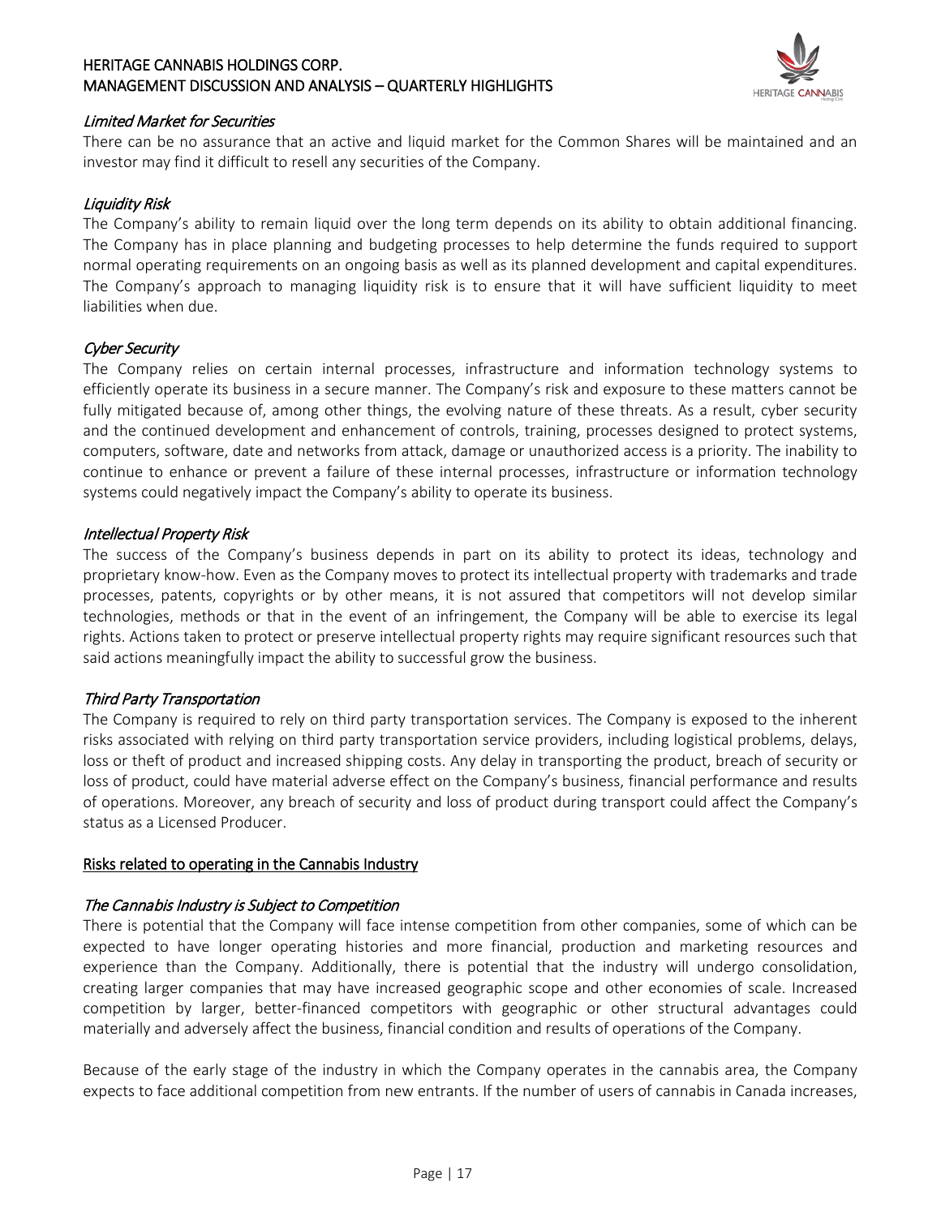### *Limited Market for Securities*

There can be no assurance that an active and liquid market for the Common Shares will be maintained and an investor may find it difficult to resell any securities of the Company.

### *Liquidity Risk*

The Company's ability to remain liquid over the long term depends on its ability to obtain additional financing. The Company has in place planning and budgeting processes to help determine the funds required to support normal operating requirements on an ongoing basis as well as its planned development and capital expenditures. The Company's approach to managing liquidity risk is to ensure that it will have sufficient liquidity to meet liabilities when due.

### *Cyber Security*

The Company relies on certain internal processes, infrastructure and information technology systems to efficiently operate its business in a secure manner. The Company's risk and exposure to these matters cannot be fully mitigated because of, among other things, the evolving nature of these threats. As a result, cyber security and the continued development and enhancement of controls, training, processes designed to protect systems, computers, software, date and networks from attack, damage or unauthorized access is a priority. The inability to continue to enhance or prevent a failure of these internal processes, infrastructure or information technology systems could negatively impact the Company's ability to operate its business.

### *Intellectual Property Risk*

The success of the Company's business depends in part on its ability to protect its ideas, technology and proprietary know-how. Even as the Company moves to protect its intellectual property with trademarks and trade processes, patents, copyrights or by other means, it is not assured that competitors will not develop similar technologies, methods or that in the event of an infringement, the Company will be able to exercise its legal rights. Actions taken to protect or preserve intellectual property rights may require significant resources such that said actions meaningfully impact the ability to successful grow the business.

### *Third Party Transportation*

The Company is required to rely on third party transportation services. The Company is exposed to the inherent risks associated with relying on third party transportation service providers, including logistical problems, delays, loss or theft of product and increased shipping costs. Any delay in transporting the product, breach of security or loss of product, could have material adverse effect on the Company's business, financial performance and results of operations. Moreover, any breach of security and loss of product during transport could affect the Company's status as a Licensed Producer.

## Risks related to operating in the Cannabis Industry

### *The Cannabis Industry is Subject to Competition*

There is potential that the Company will face intense competition from other companies, some of which can be expected to have longer operating histories and more financial, production and marketing resources and experience than the Company. Additionally, there is potential that the industry will undergo consolidation, creating larger companies that may have increased geographic scope and other economies of scale. Increased competition by larger, better-financed competitors with geographic or other structural advantages could materially and adversely affect the business, financial condition and results of operations of the Company.

Because of the early stage of the industry in which the Company operates in the cannabis area, the Company expects to face additional competition from new entrants. If the number of users of cannabis in Canada increases,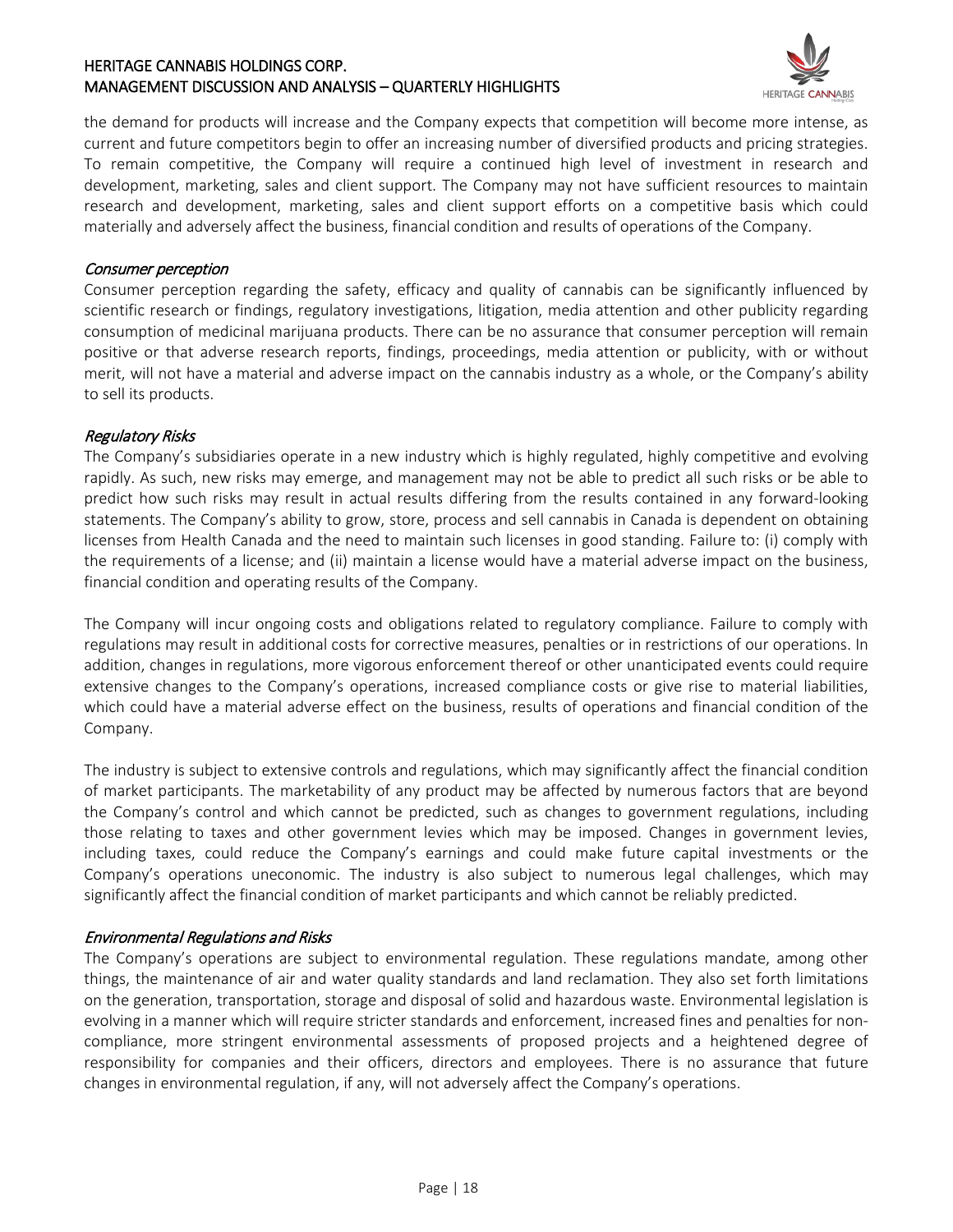the demand for products will increase and the Company expects that competition will become more intense, as current and future competitors begin to offer an increasing number of diversified products and pricing strategies. To remain competitive, the Company will require a continued high level of investment in research and development, marketing, sales and client support. The Company may not have sufficient resources to maintain research and development, marketing, sales and client support efforts on a competitive basis which could materially and adversely affect the business, financial condition and results of operations of the Company.

*Consumer perception*

Consumer perception regarding the safety, efficacy and quality of cannabis can be significantly influenced by scientific research or findings, regulatory investigations, litigation, media attention and other publicity regarding consumption of medicinal marijuana products. There can be no assurance that consumer perception will remain positive or that adverse research reports, findings, proceedings, media attention or publicity, with or without merit, will not have a material and adverse impact on the cannabis industry as a whole, or the Company's ability to sell its products.

*Regulatory Risks*

The Company's subsidiaries operate in a new industry which is highly regulated, highly competitive and evolving rapidly. As such, new risks may emerge, and management may not be able to predict all such risks or be able to predict how such risks may result in actual results differing from the results contained in any forward-looking statements. The Company's ability to grow, store, process and sell cannabis in Canada is dependent on obtaining licenses from Health Canada and the need to maintain such licenses in good standing. Failure to: (i) comply with the requirements of a license; and (ii) maintain a license would have a material adverse impact on the business, financial condition and operating results of the Company.

The Company will incur ongoing costs and obligations related to regulatory compliance. Failure to comply with regulations may result in additional costs for corrective measures, penalties or in restrictions of our operations. In addition, changes in regulations, more vigorous enforcement thereof or other unanticipated events could require extensive changes to the Company's operations, increased compliance costs or give rise to material liabilities, which could have a material adverse effect on the business, results of operations and financial condition of the Company.

The industry is subject to extensive controls and regulations, which may significantly affect the financial condition of market participants. The marketability of any product may be affected by numerous factors that are beyond the Company's control and which cannot be predicted, such as changes to government regulations, including those relating to taxes and other government levies which may be imposed. Changes in government levies, including taxes, could reduce the Company's earnings and could make future capital investments or the Company's operations uneconomic. The industry is also subject to numerous legal challenges, which may significantly affect the financial condition of market participants and which cannot be reliably predicted.

*Environmental Regulations and Risks*

The Company's operations are subject to environmental regulation. These regulations mandate, among other things, the maintenance of air and water quality standards and land reclamation. They also set forth limitations on the generation, transportation, storage and disposal of solid and hazardous waste. Environmental legislation is evolving in a manner which will require stricter standards and enforcement, increased fines and penalties for non-compliance, more stringent environmental assessments of proposed projects and a heightened degree of responsibility for companies and their officers, directors and employees. There is no assurance that future changes in environmental regulation, if any, will not adversely affect the Company's operations.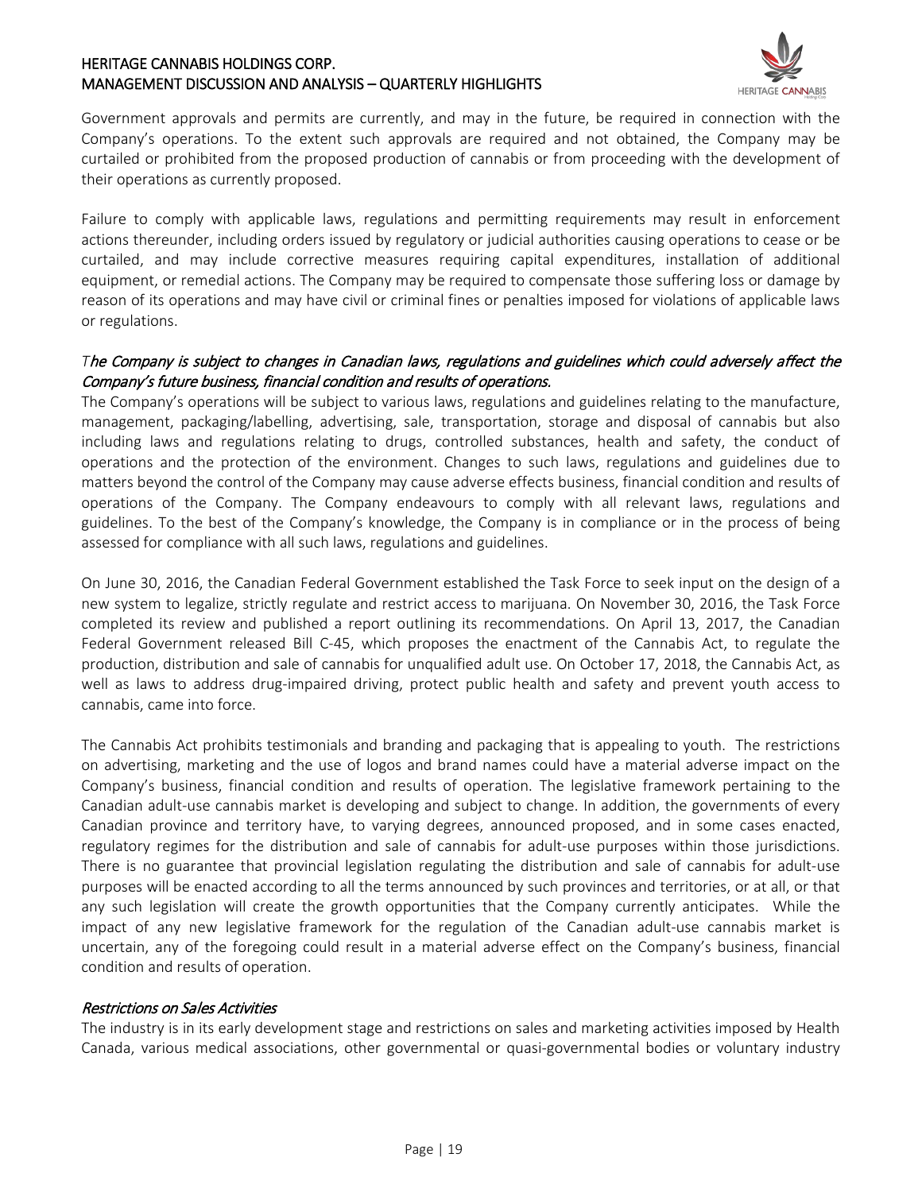Government approvals and permits are currently, and may in the future, be required in connection with the Company's operations. To the extent such approvals are required and not obtained, the Company may be curtailed or prohibited from the proposed production of cannabis or from proceeding with the development of their operations as currently proposed.

Failure to comply with applicable laws, regulations and permitting requirements may result in enforcement actions thereunder, including orders issued by regulatory or judicial authorities causing operations to cease or be curtailed, and may include corrective measures requiring capital expenditures, installation of additional equipment, or remedial actions. The Company may be required to compensate those suffering loss or damage by reason of its operations and may have civil or criminal fines or penalties imposed for violations of applicable laws or regulations.

*The Company is subject to changes in Canadian laws, regulations and guidelines which could adversely affect the Company's future business, financial condition and results of operations.*

The Company's operations will be subject to various laws, regulations and guidelines relating to the manufacture, management, packaging/labelling, advertising, sale, transportation, storage and disposal of cannabis but also including laws and regulations relating to drugs, controlled substances, health and safety, the conduct of operations and the protection of the environment. Changes to such laws, regulations and guidelines due to matters beyond the control of the Company may cause adverse effects business, financial condition and results of operations of the Company. The Company endeavours to comply with all relevant laws, regulations and guidelines. To the best of the Company's knowledge, the Company is in compliance or in the process of being assessed for compliance with all such laws, regulations and guidelines.

On June 30, 2016, the Canadian Federal Government established the Task Force to seek input on the design of a new system to legalize, strictly regulate and restrict access to marijuana. On November 30, 2016, the Task Force completed its review and published a report outlining its recommendations. On April 13, 2017, the Canadian Federal Government released Bill C-45, which proposes the enactment of the Cannabis Act, to regulate the production, distribution and sale of cannabis for unqualified adult use. On October 17, 2018, the Cannabis Act, as well as laws to address drug-impaired driving, protect public health and safety and prevent youth access to cannabis, came into force.

The Cannabis Act prohibits testimonials and branding and packaging that is appealing to youth. The restrictions on advertising, marketing and the use of logos and brand names could have a material adverse impact on the Company's business, financial condition and results of operation. The legislative framework pertaining to the Canadian adult-use cannabis market is developing and subject to change. In addition, the governments of every Canadian province and territory have, to varying degrees, announced proposed, and in some cases enacted, regulatory regimes for the distribution and sale of cannabis for adult-use purposes within those jurisdictions. There is no guarantee that provincial legislation regulating the distribution and sale of cannabis for adult-use purposes will be enacted according to all the terms announced by such provinces and territories, or at all, or that any such legislation will create the growth opportunities that the Company currently anticipates. While the impact of any new legislative framework for the regulation of the Canadian adult-use cannabis market is uncertain, any of the foregoing could result in a material adverse effect on the Company's business, financial condition and results of operation.

*Restrictions on Sales Activities*

The industry is in its early development stage and restrictions on sales and marketing activities imposed by Health Canada, various medical associations, other governmental or quasi-governmental bodies or voluntary industry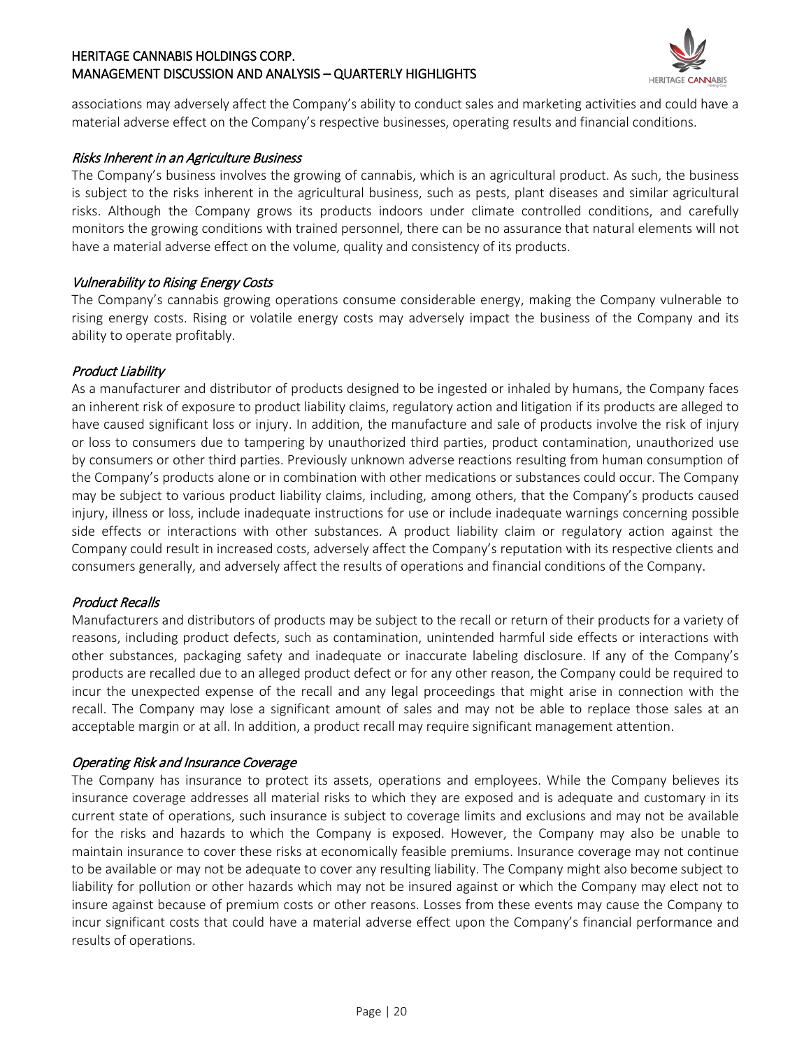associations may adversely affect the Company's ability to conduct sales and marketing activities and could have a material adverse effect on the Company's respective businesses, operating results and financial conditions.

*Risks Inherent in an Agriculture Business*

The Company's business involves the growing of cannabis, which is an agricultural product. As such, the business is subject to the risks inherent in the agricultural business, such as pests, plant diseases and similar agricultural risks. Although the Company grows its products indoors under climate controlled conditions, and carefully monitors the growing conditions with trained personnel, there can be no assurance that natural elements will not have a material adverse effect on the volume, quality and consistency of its products.

*Vulnerability to Rising Energy Costs*

The Company's cannabis growing operations consume considerable energy, making the Company vulnerable to rising energy costs. Rising or volatile energy costs may adversely impact the business of the Company and its ability to operate profitably.

*Product Liability*

As a manufacturer and distributor of products designed to be ingested or inhaled by humans, the Company faces an inherent risk of exposure to product liability claims, regulatory action and litigation if its products are alleged to have caused significant loss or injury. In addition, the manufacture and sale of products involve the risk of injury or loss to consumers due to tampering by unauthorized third parties, product contamination, unauthorized use by consumers or other third parties. Previously unknown adverse reactions resulting from human consumption of the Company's products alone or in combination with other medications or substances could occur. The Company may be subject to various product liability claims, including, among others, that the Company's products caused injury, illness or loss, include inadequate instructions for use or include inadequate warnings concerning possible side effects or interactions with other substances. A product liability claim or regulatory action against the Company could result in increased costs, adversely affect the Company's reputation with its respective clients and consumers generally, and adversely affect the results of operations and financial conditions of the Company.

*Product Recalls*

Manufacturers and distributors of products may be subject to the recall or return of their products for a variety of reasons, including product defects, such as contamination, unintended harmful side effects or interactions with other substances, packaging safety and inadequate or inaccurate labeling disclosure. If any of the Company's products are recalled due to an alleged product defect or for any other reason, the Company could be required to incur the unexpected expense of the recall and any legal proceedings that might arise in connection with the recall. The Company may lose a significant amount of sales and may not be able to replace those sales at an acceptable margin or at all. In addition, a product recall may require significant management attention.

*Operating Risk and Insurance Coverage*

The Company has insurance to protect its assets, operations and employees. While the Company believes its insurance coverage addresses all material risks to which they are exposed and is adequate and customary in its current state of operations, such insurance is subject to coverage limits and exclusions and may not be available for the risks and hazards to which the Company is exposed. However, the Company may also be unable to maintain insurance to cover these risks at economically feasible premiums. Insurance coverage may not continue to be available or may not be adequate to cover any resulting liability. The Company might also become subject to liability for pollution or other hazards which may not be insured against or which the Company may elect not to insure against because of premium costs or other reasons. Losses from these events may cause the Company to incur significant costs that could have a material adverse effect upon the Company's financial performance and results of operations.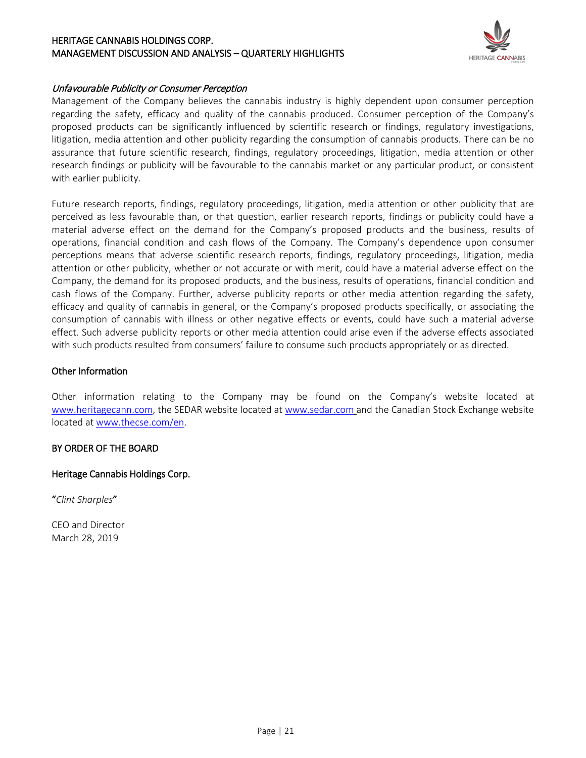*Unfavourable Publicity or Consumer Perception*

Management of the Company believes the cannabis industry is highly dependent upon consumer perception regarding the safety, efficacy and quality of the cannabis produced. Consumer perception of the Company's proposed products can be significantly influenced by scientific research or findings, regulatory investigations, litigation, media attention and other publicity regarding the consumption of cannabis products. There can be no assurance that future scientific research, findings, regulatory proceedings, litigation, media attention or other research findings or publicity will be favourable to the cannabis market or any particular product, or consistent with earlier publicity.

Future research reports, findings, regulatory proceedings, litigation, media attention or other publicity that are perceived as less favourable than, or that question, earlier research reports, findings or publicity could have a material adverse effect on the demand for the Company's proposed products and the business, results of operations, financial condition and cash flows of the Company. The Company's dependence upon consumer perceptions means that adverse scientific research reports, findings, regulatory proceedings, litigation, media attention or other publicity, whether or not accurate or with merit, could have a material adverse effect on the Company, the demand for its proposed products, and the business, results of operations, financial condition and cash flows of the Company. Further, adverse publicity reports or other media attention regarding the safety, efficacy and quality of cannabis in general, or the Company's proposed products specifically, or associating the consumption of cannabis with illness or other negative effects or events, could have such a material adverse effect. Such adverse publicity reports or other media attention could arise even if the adverse effects associated with such products resulted from consumers' failure to consume such products appropriately or as directed.

## Other Information

Other information relating to the Company may be found on the Company's website located at www.heritagecann.com, the SEDAR website located at www.sedar.com and the Canadian Stock Exchange website located at www.thecse.com/en.

BY ORDER OF THE BOARD

Heritage Cannabis Holdings Corp.

**"***Clint Sharples***"**

CEO and Director
March 28, 2019